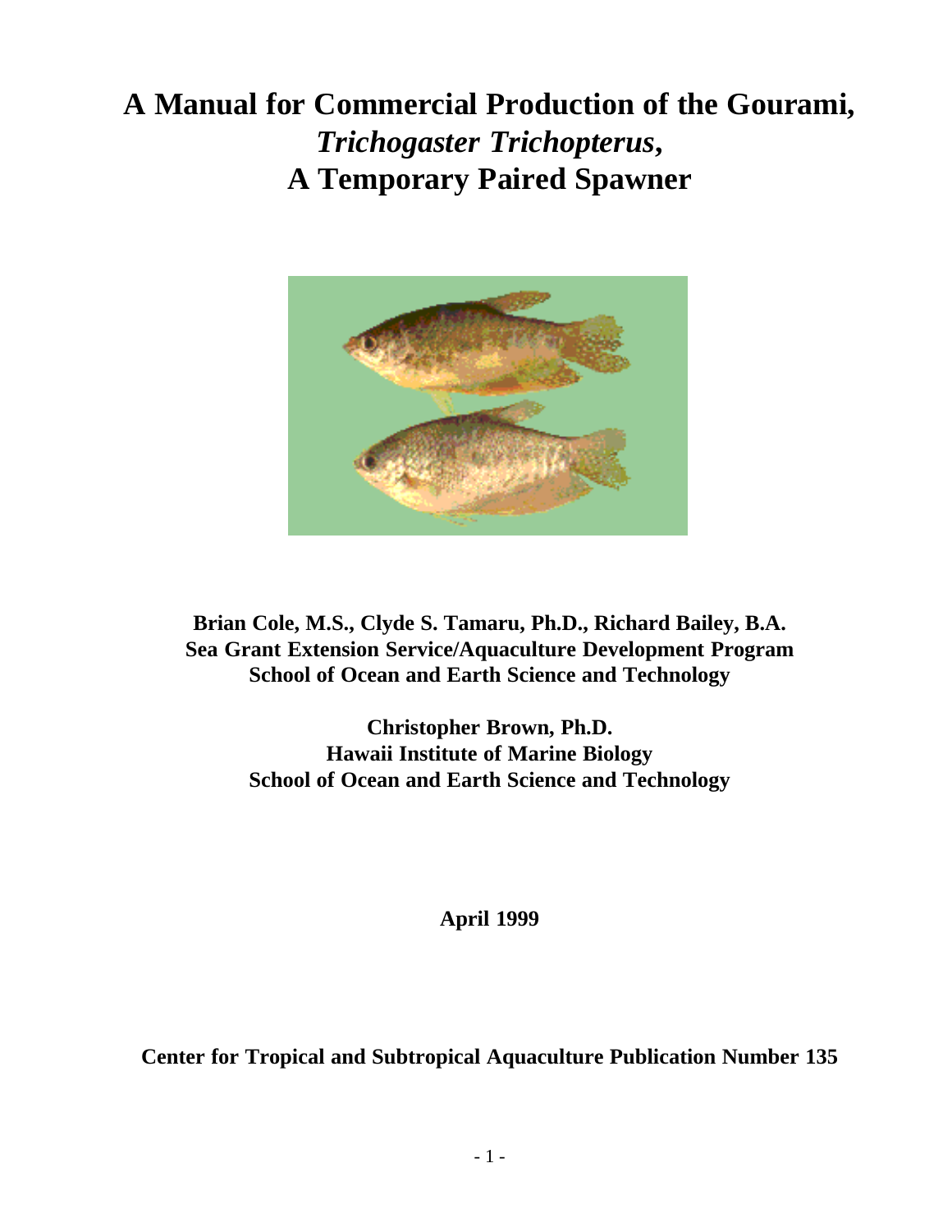# A Manual for Commercial Production of the Gourami, *Trichogaster Trichopterus*, A Temporary Paired Spawner

**Brian Cole, M.S., Clyde S. Tamaru, Ph.D., Richard Bailey, B.A.**
**Sea Grant Extension Service/Aquaculture Development Program**
**School of Ocean and Earth Science and Technology**

**Christopher Brown, Ph.D.**
**Hawaii Institute of Marine Biology**
**School of Ocean and Earth Science and Technology**

**April 1999**

**Center for Tropical and Subtropical Aquaculture Publication Number 135**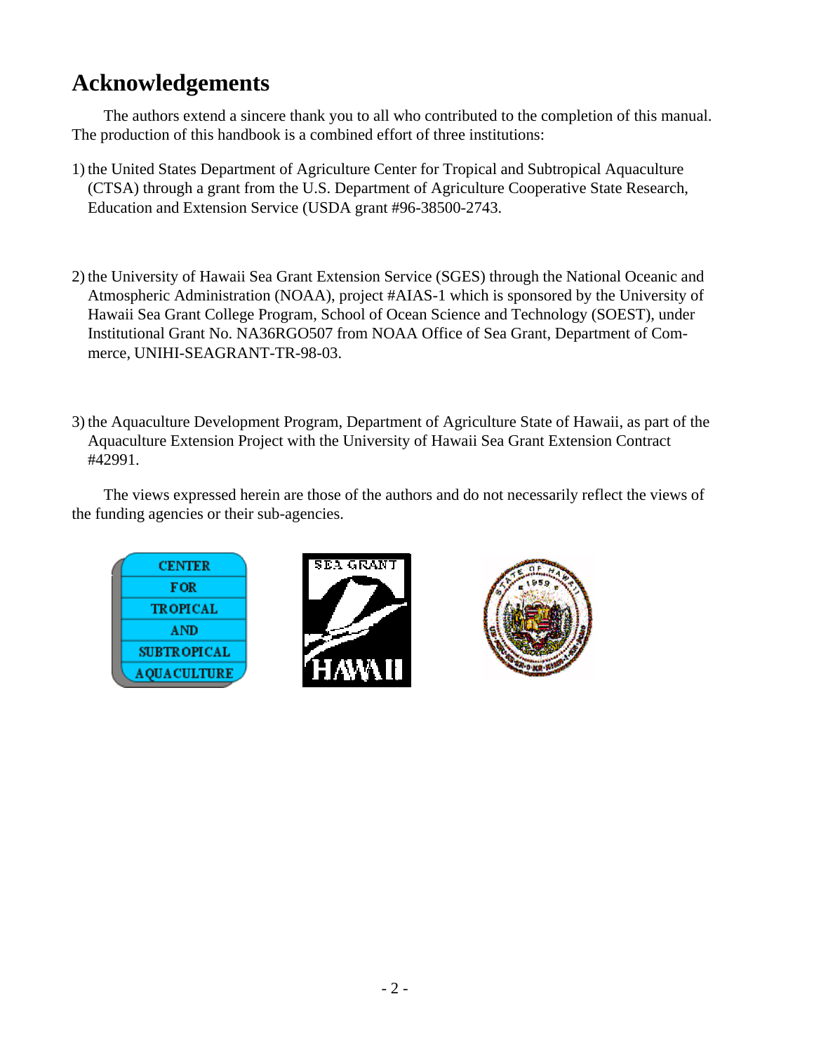# Acknowledgements

The authors extend a sincere thank you to all who contributed to the completion of this manual. The production of this handbook is a combined effort of three institutions:

1) the United States Department of Agriculture Center for Tropical and Subtropical Aquaculture (CTSA) through a grant from the U.S. Department of Agriculture Cooperative State Research, Education and Extension Service (USDA grant #96-38500-2743.

2) the University of Hawaii Sea Grant Extension Service (SGES) through the National Oceanic and Atmospheric Administration (NOAA), project #AIAS-1 which is sponsored by the University of Hawaii Sea Grant College Program, School of Ocean Science and Technology (SOEST), under Institutional Grant No. NA36RGO507 from NOAA Office of Sea Grant, Department of Commerce, UNIHI-SEAGRANT-TR-98-03.

3) the Aquaculture Development Program, Department of Agriculture State of Hawaii, as part of the Aquaculture Extension Project with the University of Hawaii Sea Grant Extension Contract #42991.

The views expressed herein are those of the authors and do not necessarily reflect the views of the funding agencies or their sub-agencies.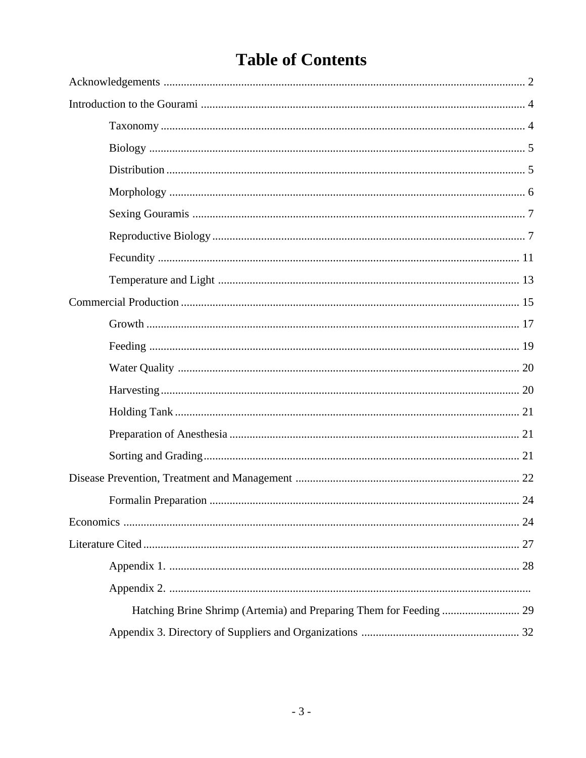# Table of Contents

Acknowledgements ........................................................................ 2

Introduction to the Gourami ........................................................................ 4

- Taxonomy ........................................................................ 4
- Biology ........................................................................ 5
- Distribution ........................................................................ 5
- Morphology ........................................................................ 6
- Sexing Gouramis ........................................................................ 7
- Reproductive Biology ........................................................................ 7
- Fecundity ........................................................................ 11
- Temperature and Light ........................................................................ 13

Commercial Production ........................................................................ 15

- Growth ........................................................................ 17
- Feeding ........................................................................ 19
- Water Quality ........................................................................ 20
- Harvesting ........................................................................ 20
- Holding Tank ........................................................................ 21
- Preparation of Anesthesia ........................................................................ 21
- Sorting and Grading ........................................................................ 21

Disease Prevention, Treatment and Management ........................................................................ 22

- Formalin Preparation ........................................................................ 24

Economics ........................................................................ 24

Literature Cited ........................................................................ 27

- Appendix 1. ........................................................................ 28
- Appendix 2. ........................................................................
  - Hatching Brine Shrimp (Artemia) and Preparing Them for Feeding ........................................................................ 29
- Appendix 3. Directory of Suppliers and Organizations ........................................................................ 32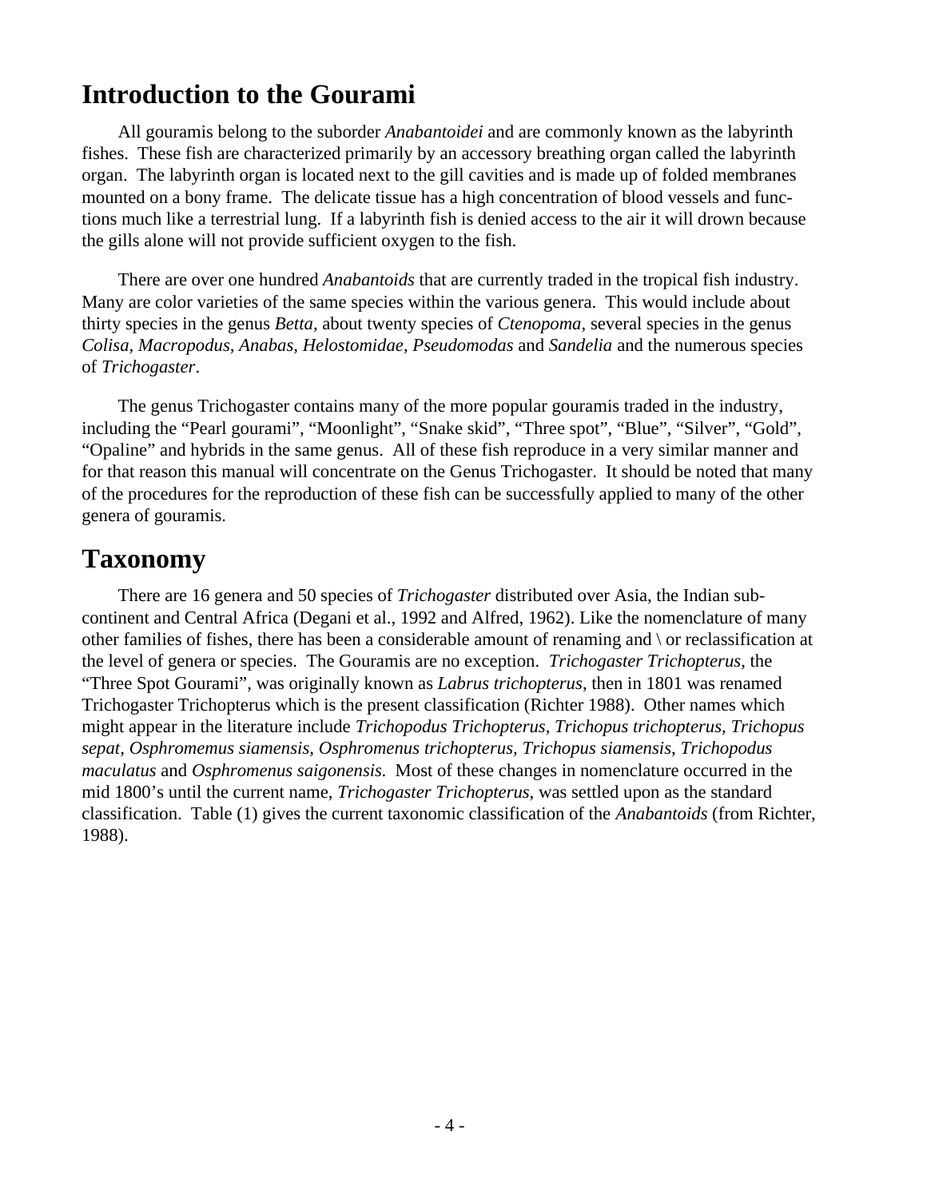## Introduction to the Gourami

All gouramis belong to the suborder *Anabantoidei* and are commonly known as the labyrinth fishes. These fish are characterized primarily by an accessory breathing organ called the labyrinth organ. The labyrinth organ is located next to the gill cavities and is made up of folded membranes mounted on a bony frame. The delicate tissue has a high concentration of blood vessels and functions much like a terrestrial lung. If a labyrinth fish is denied access to the air it will drown because the gills alone will not provide sufficient oxygen to the fish.

There are over one hundred *Anabantoids* that are currently traded in the tropical fish industry. Many are color varieties of the same species within the various genera. This would include about thirty species in the genus *Betta*, about twenty species of *Ctenopoma*, several species in the genus *Colisa, Macropodus, Anabas, Helostomidae, Pseudomodas* and *Sandelia* and the numerous species of *Trichogaster*.

The genus Trichogaster contains many of the more popular gouramis traded in the industry, including the “Pearl gourami”, “Moonlight”, “Snake skid”, “Three spot”, “Blue”, “Silver”, “Gold”, “Opaline” and hybrids in the same genus. All of these fish reproduce in a very similar manner and for that reason this manual will concentrate on the Genus Trichogaster. It should be noted that many of the procedures for the reproduction of these fish can be successfully applied to many of the other genera of gouramis.

## Taxonomy

There are 16 genera and 50 species of *Trichogaster* distributed over Asia, the Indian subcontinent and Central Africa (Degani et al., 1992 and Alfred, 1962). Like the nomenclature of many other families of fishes, there has been a considerable amount of renaming and \ or reclassification at the level of genera or species. The Gouramis are no exception. *Trichogaster Trichopterus*, the “Three Spot Gourami”, was originally known as *Labrus trichopterus*, then in 1801 was renamed Trichogaster Trichopterus which is the present classification (Richter 1988). Other names which might appear in the literature include *Trichopodus Trichopterus, Trichopus trichopterus, Trichopus sepat, Osphromemus siamensis, Osphromenus trichopterus, Trichopus siamensis, Trichopodus maculatus* and *Osphromenus saigonensis.* Most of these changes in nomenclature occurred in the mid 1800’s until the current name, *Trichogaster Trichopterus*, was settled upon as the standard classification. Table (1) gives the current taxonomic classification of the *Anabantoids* (from Richter, 1988).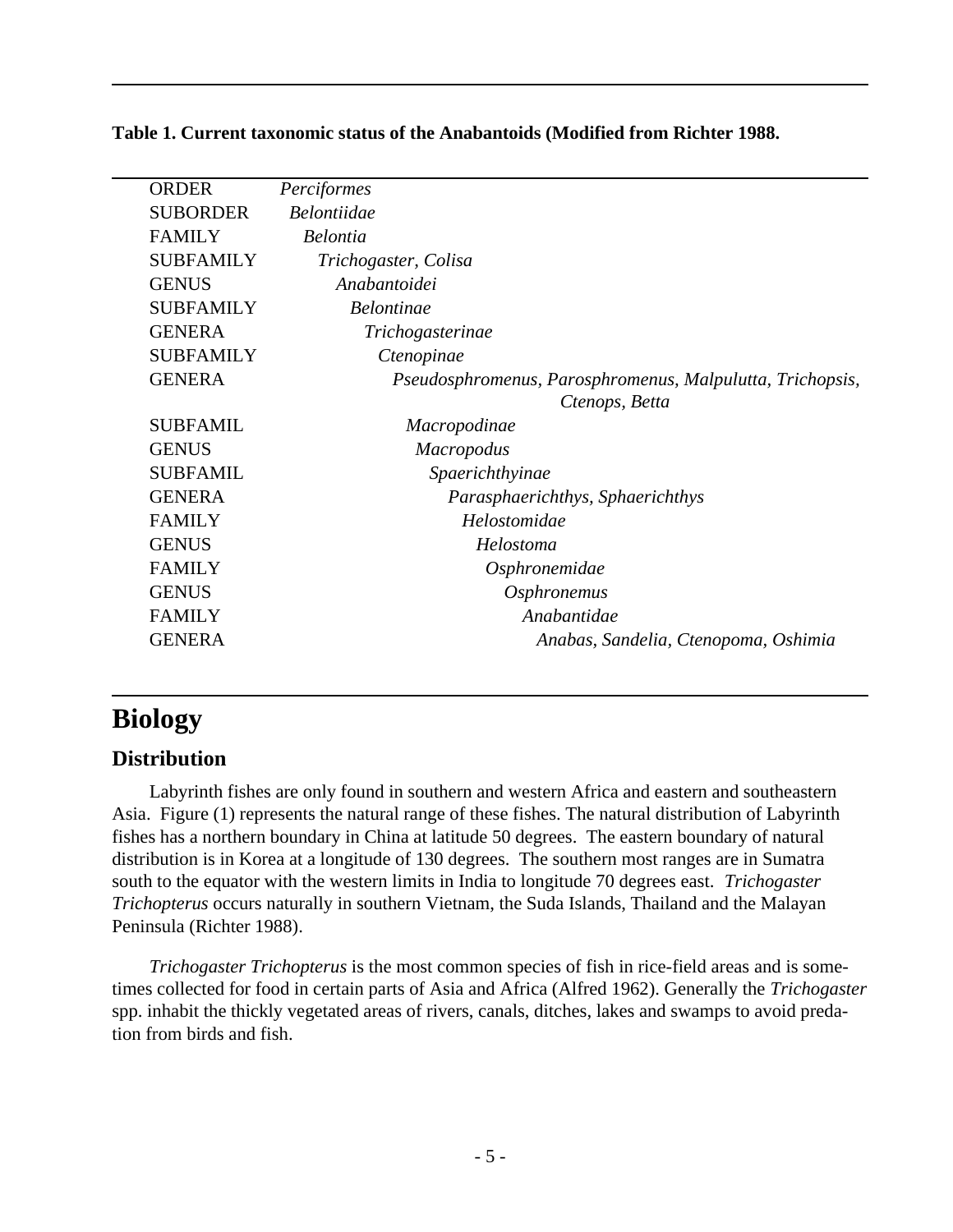**Table 1. Current taxonomic status of the Anabantoids (Modified from Richter 1988.**

| | |
|---|---|
| ORDER | *Perciformes* |
| SUBORDER | *Belontiidae* |
| FAMILY | *Belontia* |
| SUBFAMILY | *Trichogaster, Colisa* |
| GENUS | *Anabantoidei* |
| SUBFAMILY | *Belontinae* |
| GENERA | *Trichogasterinae* |
| SUBFAMILY | *Ctenopinae* |
| GENERA | *Pseudosphromenus, Parosphromenus, Malpulutta, Trichopsis, Ctenops, Betta* |
| SUBFAMIL | *Macropodinae* |
| GENUS | *Macropodus* |
| SUBFAMIL | *Spaerichthyinae* |
| GENERA | *Parasphaerichthys, Sphaerichthys* |
| FAMILY | *Helostomidae* |
| GENUS | *Helostoma* |
| FAMILY | *Osphronemidae* |
| GENUS | *Osphronemus* |
| FAMILY | *Anabantidae* |
| GENERA | *Anabas, Sandelia, Ctenopoma, Oshimia* |

# Biology

## Distribution

Labyrinth fishes are only found in southern and western Africa and eastern and southeastern Asia. Figure (1) represents the natural range of these fishes. The natural distribution of Labyrinth fishes has a northern boundary in China at latitude 50 degrees. The eastern boundary of natural distribution is in Korea at a longitude of 130 degrees. The southern most ranges are in Sumatra south to the equator with the western limits in India to longitude 70 degrees east. *Trichogaster Trichopterus* occurs naturally in southern Vietnam, the Suda Islands, Thailand and the Malayan Peninsula (Richter 1988).

*Trichogaster Trichopterus* is the most common species of fish in rice-field areas and is sometimes collected for food in certain parts of Asia and Africa (Alfred 1962). Generally the *Trichogaster* spp. inhabit the thickly vegetated areas of rivers, canals, ditches, lakes and swamps to avoid predation from birds and fish.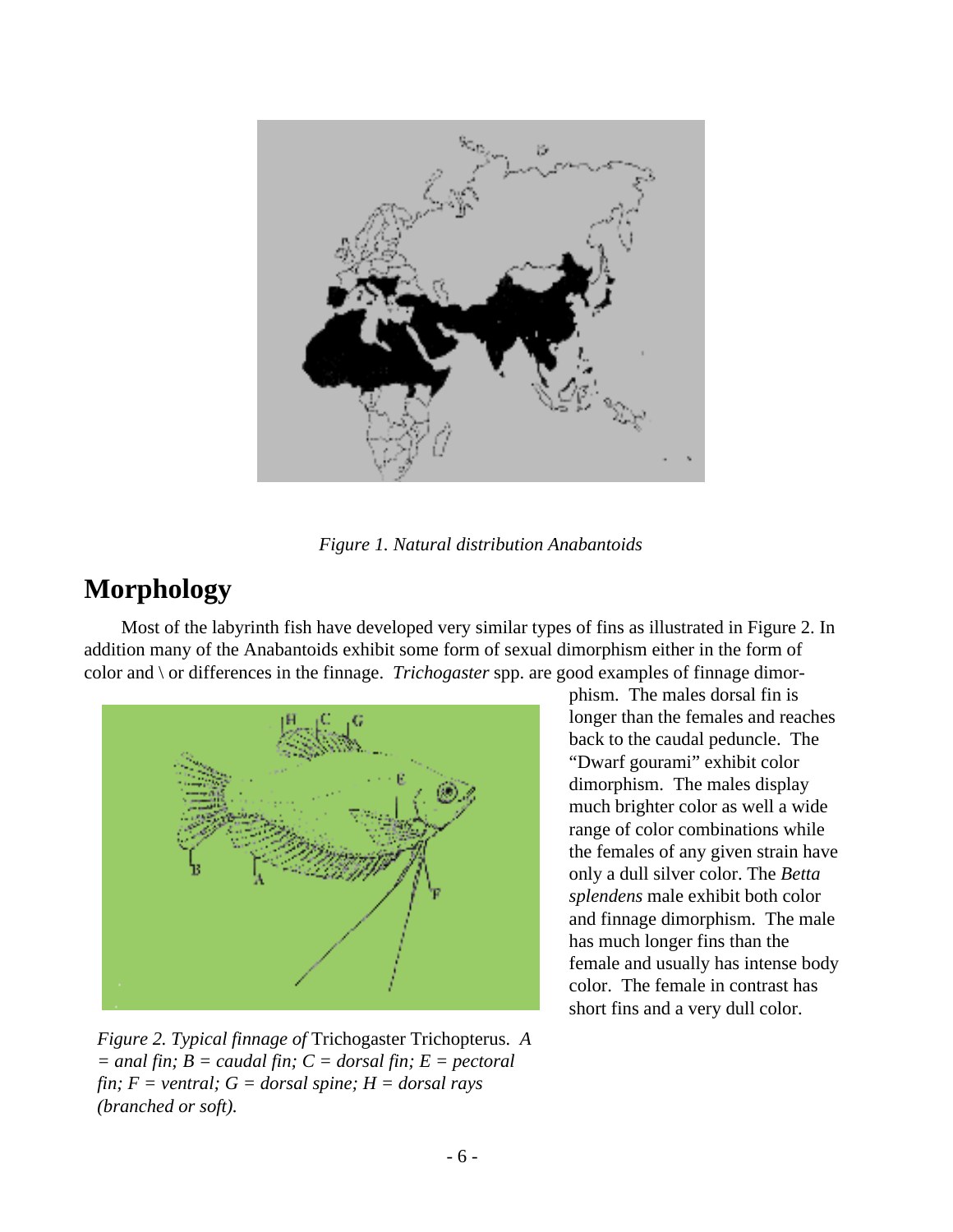*Figure 1. Natural distribution Anabantoids*

## Morphology

Most of the labyrinth fish have developed very similar types of fins as illustrated in Figure 2. In addition many of the Anabantoids exhibit some form of sexual dimorphism either in the form of color and \ or differences in the finnage. *Trichogaster* spp. are good examples of finnage dimorphism. The males dorsal fin is longer than the females and reaches back to the caudal peduncle. The "Dwarf gourami" exhibit color dimorphism. The males display much brighter color as well a wide range of color combinations while the females of any given strain have only a dull silver color. The *Betta splendens* male exhibit both color and finnage dimorphism. The male has much longer fins than the female and usually has intense body color. The female in contrast has short fins and a very dull color.

*Figure 2. Typical finnage of* Trichogaster Trichopterus. *A = anal fin; B = caudal fin; C = dorsal fin; E = pectoral fin; F = ventral; G = dorsal spine; H = dorsal rays (branched or soft).*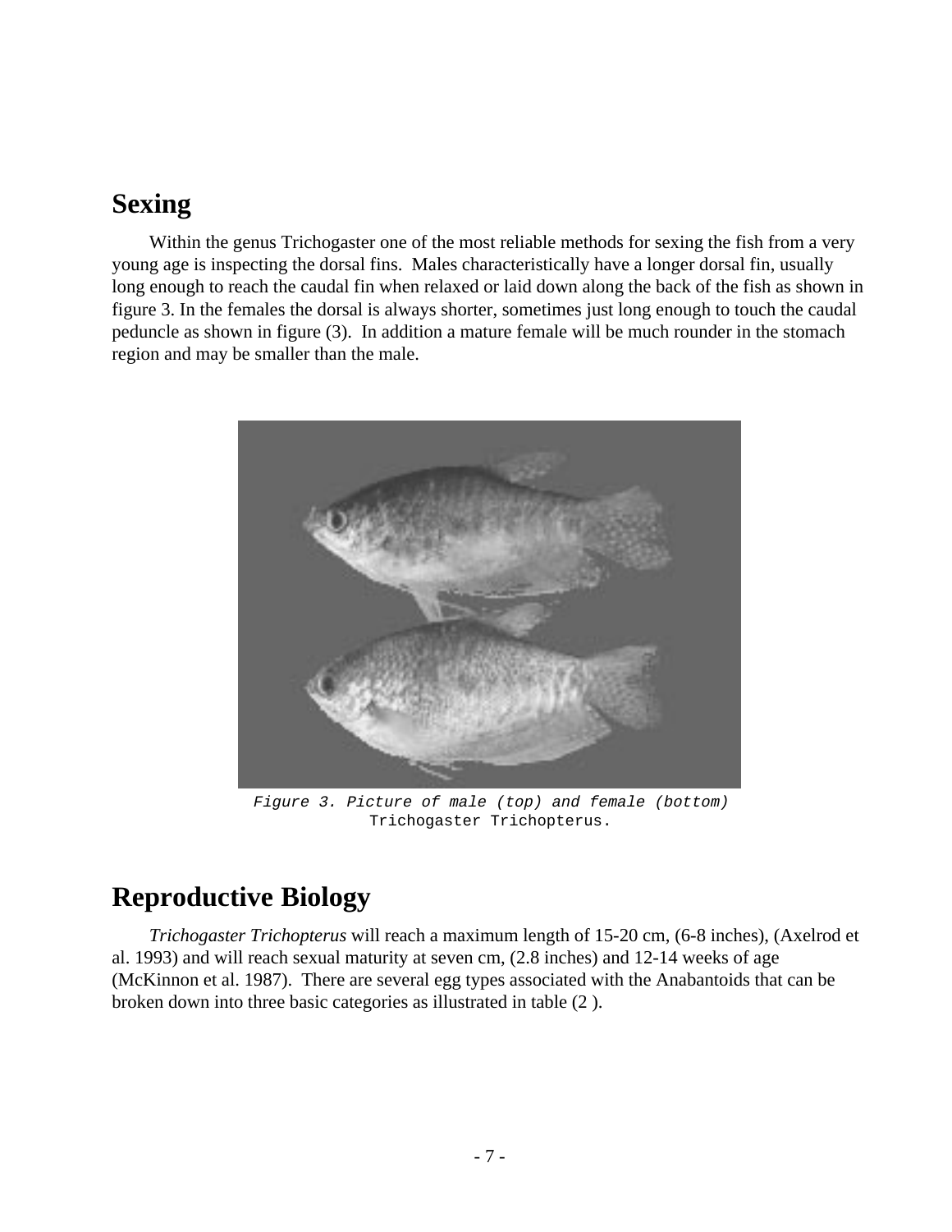## Sexing

Within the genus Trichogaster one of the most reliable methods for sexing the fish from a very young age is inspecting the dorsal fins. Males characteristically have a longer dorsal fin, usually long enough to reach the caudal fin when relaxed or laid down along the back of the fish as shown in figure 3. In the females the dorsal is always shorter, sometimes just long enough to touch the caudal peduncle as shown in figure (3). In addition a mature female will be much rounder in the stomach region and may be smaller than the male.

*Figure 3. Picture of male (top) and female (bottom) Trichogaster Trichopterus.*

## Reproductive Biology

*Trichogaster Trichopterus* will reach a maximum length of 15-20 cm, (6-8 inches), (Axelrod et al. 1993) and will reach sexual maturity at seven cm, (2.8 inches) and 12-14 weeks of age (McKinnon et al. 1987). There are several egg types associated with the Anabantoids that can be broken down into three basic categories as illustrated in table (2 ).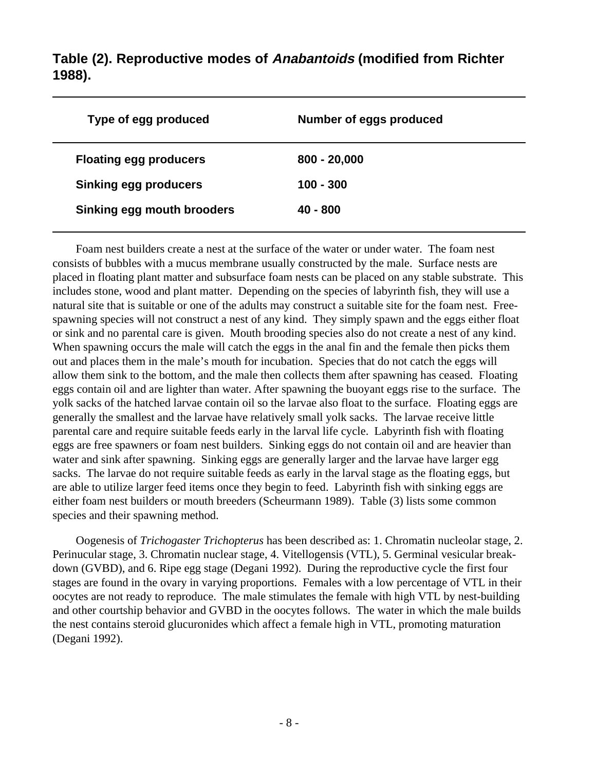**Table (2). Reproductive modes of *Anabantoids* (modified from Richter 1988).**

| Type of egg produced | Number of eggs produced |
|---|---|
| **Floating egg producers** | **800 - 20,000** |
| **Sinking egg producers** | **100 - 300** |
| **Sinking egg mouth brooders** | **40 - 800** |

Foam nest builders create a nest at the surface of the water or under water. The foam nest consists of bubbles with a mucus membrane usually constructed by the male. Surface nests are placed in floating plant matter and subsurface foam nests can be placed on any stable substrate. This includes stone, wood and plant matter. Depending on the species of labyrinth fish, they will use a natural site that is suitable or one of the adults may construct a suitable site for the foam nest. Free-spawning species will not construct a nest of any kind. They simply spawn and the eggs either float or sink and no parental care is given. Mouth brooding species also do not create a nest of any kind. When spawning occurs the male will catch the eggs in the anal fin and the female then picks them out and places them in the male's mouth for incubation. Species that do not catch the eggs will allow them sink to the bottom, and the male then collects them after spawning has ceased. Floating eggs contain oil and are lighter than water. After spawning the buoyant eggs rise to the surface. The yolk sacks of the hatched larvae contain oil so the larvae also float to the surface. Floating eggs are generally the smallest and the larvae have relatively small yolk sacks. The larvae receive little parental care and require suitable feeds early in the larval life cycle. Labyrinth fish with floating eggs are free spawners or foam nest builders. Sinking eggs do not contain oil and are heavier than water and sink after spawning. Sinking eggs are generally larger and the larvae have larger egg sacks. The larvae do not require suitable feeds as early in the larval stage as the floating eggs, but are able to utilize larger feed items once they begin to feed. Labyrinth fish with sinking eggs are either foam nest builders or mouth breeders (Scheurmann 1989). Table (3) lists some common species and their spawning method.

Oogenesis of *Trichogaster Trichopterus* has been described as: 1. Chromatin nucleolar stage, 2. Perinucular stage, 3. Chromatin nuclear stage, 4. Vitellogensis (VTL), 5. Germinal vesicular break-down (GVBD), and 6. Ripe egg stage (Degani 1992). During the reproductive cycle the first four stages are found in the ovary in varying proportions. Females with a low percentage of VTL in their oocytes are not ready to reproduce. The male stimulates the female with high VTL by nest-building and other courtship behavior and GVBD in the oocytes follows. The water in which the male builds the nest contains steroid glucuronides which affect a female high in VTL, promoting maturation (Degani 1992).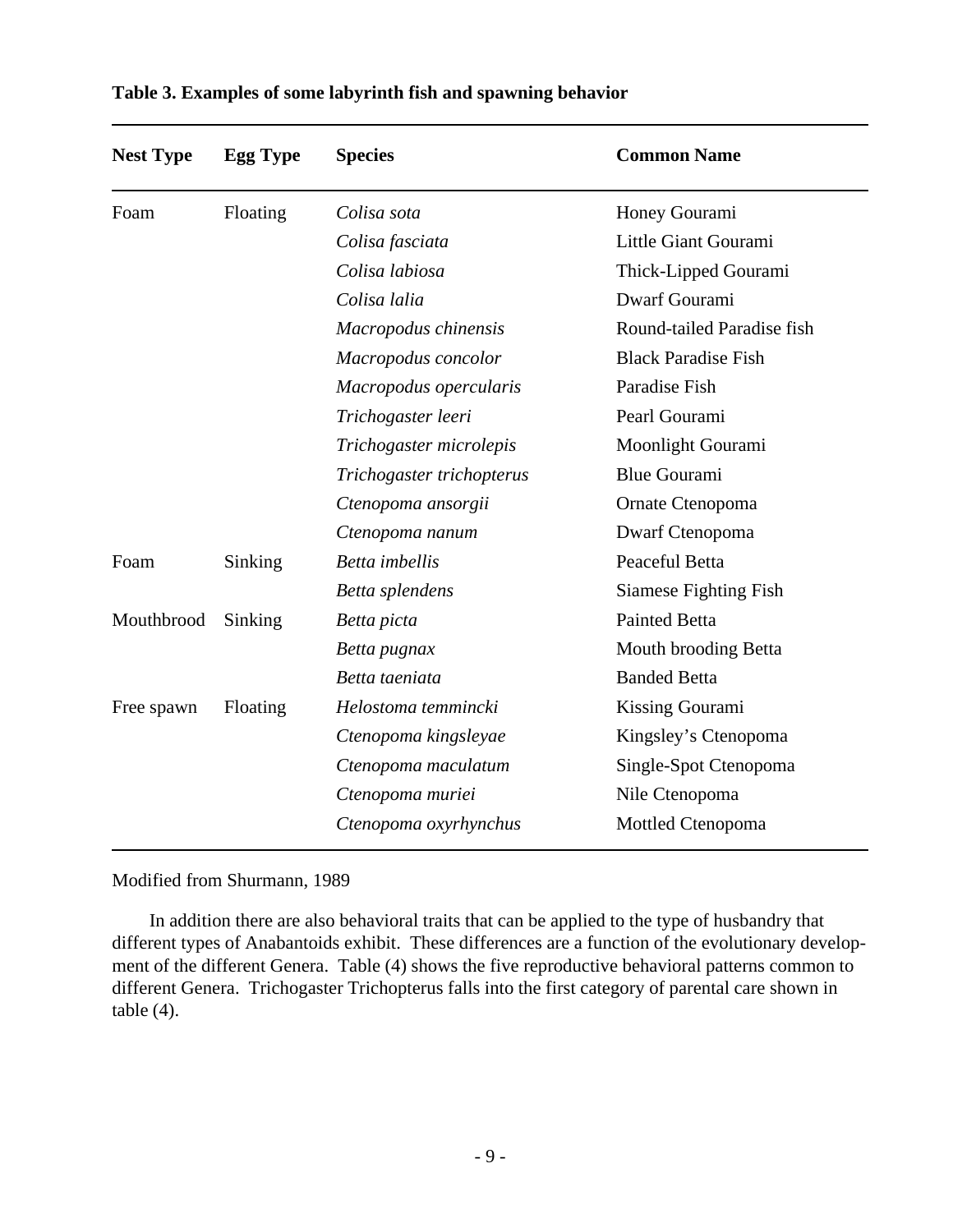**Table 3. Examples of some labyrinth fish and spawning behavior**

| Nest Type | Egg Type | Species | Common Name |
|---|---|---|---|
| Foam | Floating | *Colisa sota* | Honey Gourami |
| | | *Colisa fasciata* | Little Giant Gourami |
| | | *Colisa labiosa* | Thick-Lipped Gourami |
| | | *Colisa lalia* | Dwarf Gourami |
| | | *Macropodus chinensis* | Round-tailed Paradise fish |
| | | *Macropodus concolor* | Black Paradise Fish |
| | | *Macropodus opercularis* | Paradise Fish |
| | | *Trichogaster leeri* | Pearl Gourami |
| | | *Trichogaster microlepis* | Moonlight Gourami |
| | | *Trichogaster trichopterus* | Blue Gourami |
| | | *Ctenopoma ansorgii* | Ornate Ctenopoma |
| | | *Ctenopoma nanum* | Dwarf Ctenopoma |
| Foam | Sinking | *Betta imbellis* | Peaceful Betta |
| | | *Betta splendens* | Siamese Fighting Fish |
| Mouthbrood | Sinking | *Betta picta* | Painted Betta |
| | | *Betta pugnax* | Mouth brooding Betta |
| | | *Betta taeniata* | Banded Betta |
| Free spawn | Floating | *Helostoma temmincki* | Kissing Gourami |
| | | *Ctenopoma kingsleyae* | Kingsley's Ctenopoma |
| | | *Ctenopoma maculatum* | Single-Spot Ctenopoma |
| | | *Ctenopoma muriei* | Nile Ctenopoma |
| | | *Ctenopoma oxyrhynchus* | Mottled Ctenopoma |

Modified from Shurmann, 1989

In addition there are also behavioral traits that can be applied to the type of husbandry that different types of Anabantoids exhibit. These differences are a function of the evolutionary development of the different Genera. Table (4) shows the five reproductive behavioral patterns common to different Genera. Trichogaster Trichopterus falls into the first category of parental care shown in table (4).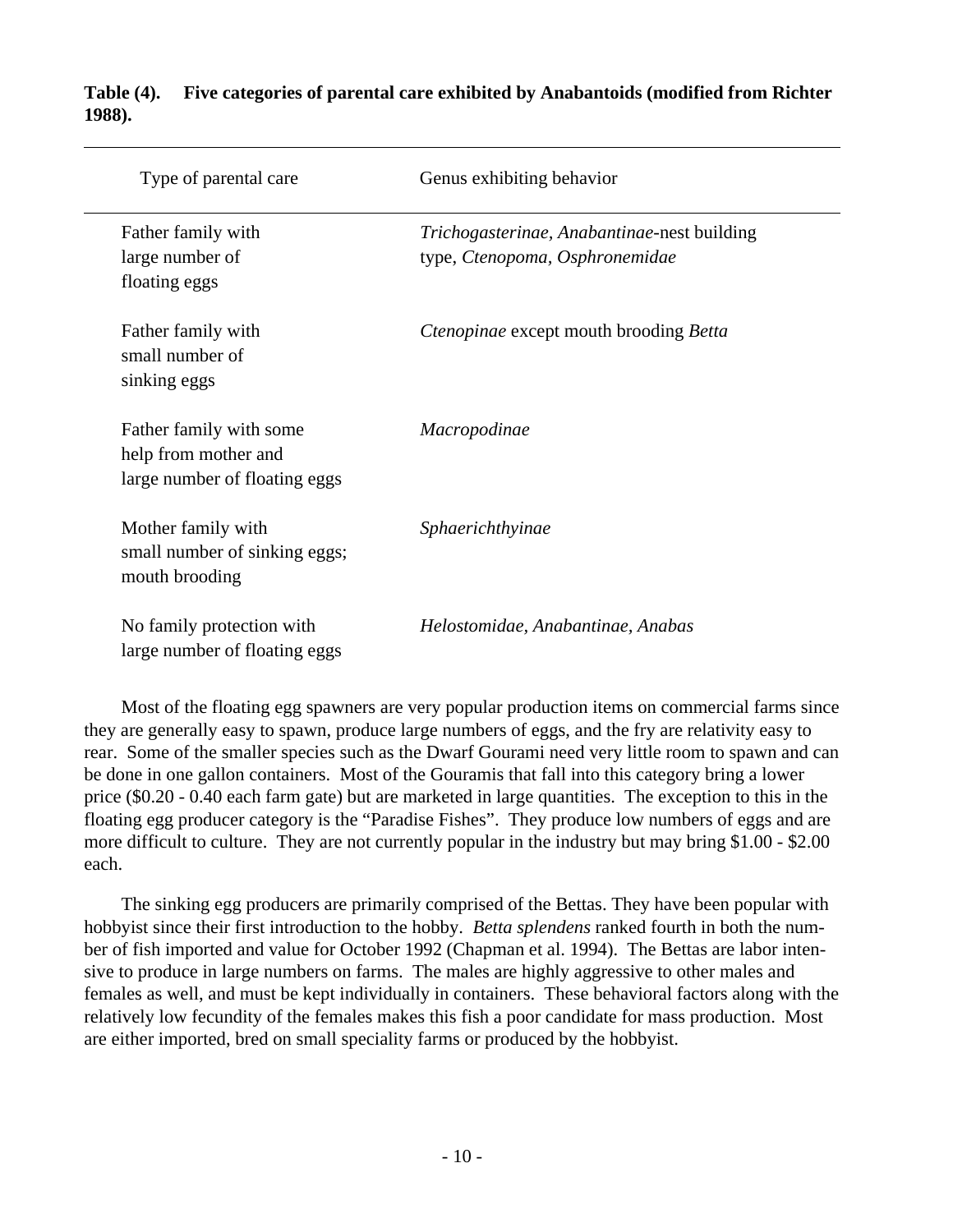**Table (4). Five categories of parental care exhibited by Anabantoids (modified from Richter 1988).**

| Type of parental care | Genus exhibiting behavior |
|---|---|
| Father family with large number of floating eggs | *Trichogasterinae*, *Anabantinae*-nest building type, *Ctenopoma*, *Osphronemidae* |
| Father family with small number of sinking eggs | *Ctenopinae* except mouth brooding *Betta* |
| Father family with some help from mother and large number of floating eggs | *Macropodinae* |
| Mother family with small number of sinking eggs; mouth brooding | *Sphaerichthyinae* |
| No family protection with large number of floating eggs | *Helostomidae*, *Anabantinae*, *Anabas* |

Most of the floating egg spawners are very popular production items on commercial farms since they are generally easy to spawn, produce large numbers of eggs, and the fry are relativity easy to rear. Some of the smaller species such as the Dwarf Gourami need very little room to spawn and can be done in one gallon containers. Most of the Gouramis that fall into this category bring a lower price ($0.20 - 0.40 each farm gate) but are marketed in large quantities. The exception to this in the floating egg producer category is the "Paradise Fishes". They produce low numbers of eggs and are more difficult to culture. They are not currently popular in the industry but may bring $1.00 - $2.00 each.

The sinking egg producers are primarily comprised of the Bettas. They have been popular with hobbyist since their first introduction to the hobby. *Betta splendens* ranked fourth in both the number of fish imported and value for October 1992 (Chapman et al. 1994). The Bettas are labor intensive to produce in large numbers on farms. The males are highly aggressive to other males and females as well, and must be kept individually in containers. These behavioral factors along with the relatively low fecundity of the females makes this fish a poor candidate for mass production. Most are either imported, bred on small speciality farms or produced by the hobbyist.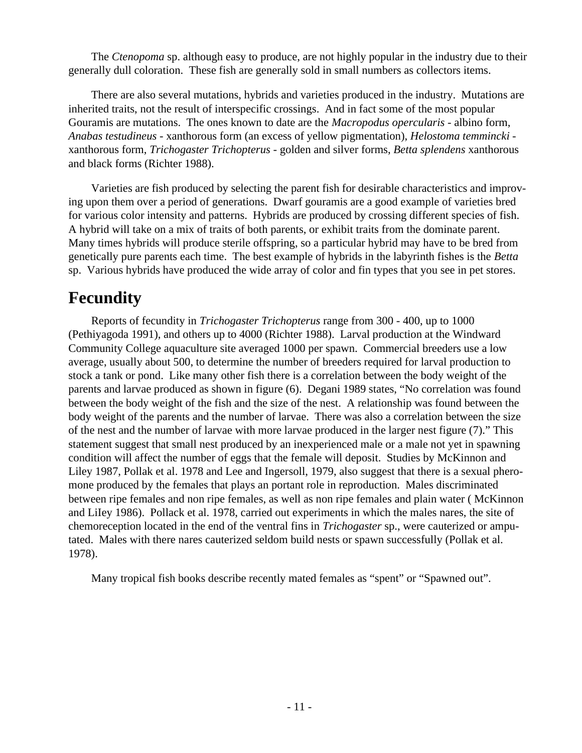The *Ctenopoma* sp. although easy to produce, are not highly popular in the industry due to their generally dull coloration. These fish are generally sold in small numbers as collectors items.

There are also several mutations, hybrids and varieties produced in the industry. Mutations are inherited traits, not the result of interspecific crossings. And in fact some of the most popular Gouramis are mutations. The ones known to date are the *Macropodus opercularis* - albino form, *Anabas testudineus* - xanthorous form (an excess of yellow pigmentation), *Helostoma temmincki* - xanthorous form, *Trichogaster Trichopterus* - golden and silver forms, *Betta splendens* xanthorous and black forms (Richter 1988).

Varieties are fish produced by selecting the parent fish for desirable characteristics and improving upon them over a period of generations. Dwarf gouramis are a good example of varieties bred for various color intensity and patterns. Hybrids are produced by crossing different species of fish. A hybrid will take on a mix of traits of both parents, or exhibit traits from the dominate parent. Many times hybrids will produce sterile offspring, so a particular hybrid may have to be bred from genetically pure parents each time. The best example of hybrids in the labyrinth fishes is the *Betta* sp. Various hybrids have produced the wide array of color and fin types that you see in pet stores.

## Fecundity

Reports of fecundity in *Trichogaster Trichopterus* range from 300 - 400, up to 1000 (Pethiyagoda 1991), and others up to 4000 (Richter 1988). Larval production at the Windward Community College aquaculture site averaged 1000 per spawn. Commercial breeders use a low average, usually about 500, to determine the number of breeders required for larval production to stock a tank or pond. Like many other fish there is a correlation between the body weight of the parents and larvae produced as shown in figure (6). Degani 1989 states, "No correlation was found between the body weight of the fish and the size of the nest. A relationship was found between the body weight of the parents and the number of larvae. There was also a correlation between the size of the nest and the number of larvae with more larvae produced in the larger nest figure (7)." This statement suggest that small nest produced by an inexperienced male or a male not yet in spawning condition will affect the number of eggs that the female will deposit. Studies by McKinnon and Liley 1987, Pollak et al. 1978 and Lee and Ingersoll, 1979, also suggest that there is a sexual pheromone produced by the females that plays an portant role in reproduction. Males discriminated between ripe females and non ripe females, as well as non ripe females and plain water ( McKinnon and LiIey 1986). Pollack et al. 1978, carried out experiments in which the males nares, the site of chemoreception located in the end of the ventral fins in *Trichogaster* sp., were cauterized or amputated. Males with there nares cauterized seldom build nests or spawn successfully (Pollak et al. 1978).

Many tropical fish books describe recently mated females as "spent" or "Spawned out".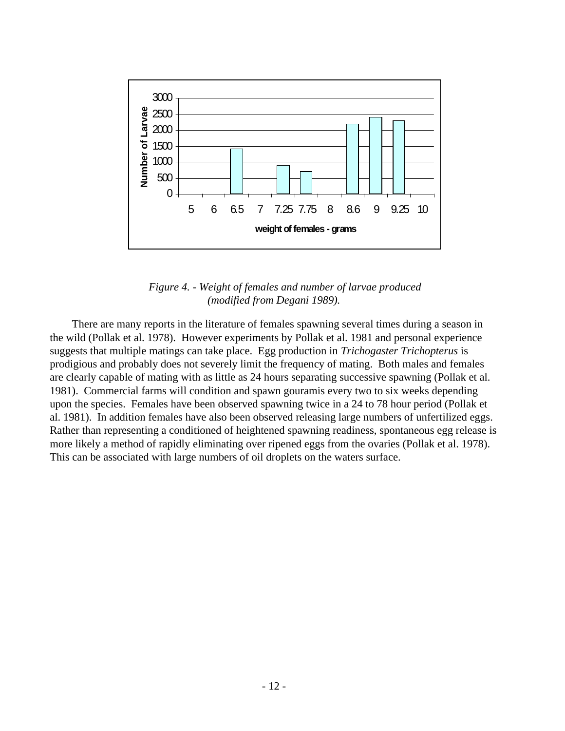*Figure 4. - Weight of females and number of larvae produced (modified from Degani 1989).*

There are many reports in the literature of females spawning several times during a season in the wild (Pollak et al. 1978). However experiments by Pollak et al. 1981 and personal experience suggests that multiple matings can take place. Egg production in *Trichogaster Trichopterus* is prodigious and probably does not severely limit the frequency of mating. Both males and females are clearly capable of mating with as little as 24 hours separating successive spawning (Pollak et al. 1981). Commercial farms will condition and spawn gouramis every two to six weeks depending upon the species. Females have been observed spawning twice in a 24 to 78 hour period (Pollak et al. 1981). In addition females have also been observed releasing large numbers of unfertilized eggs. Rather than representing a conditioned of heightened spawning readiness, spontaneous egg release is more likely a method of rapidly eliminating over ripened eggs from the ovaries (Pollak et al. 1978). This can be associated with large numbers of oil droplets on the waters surface.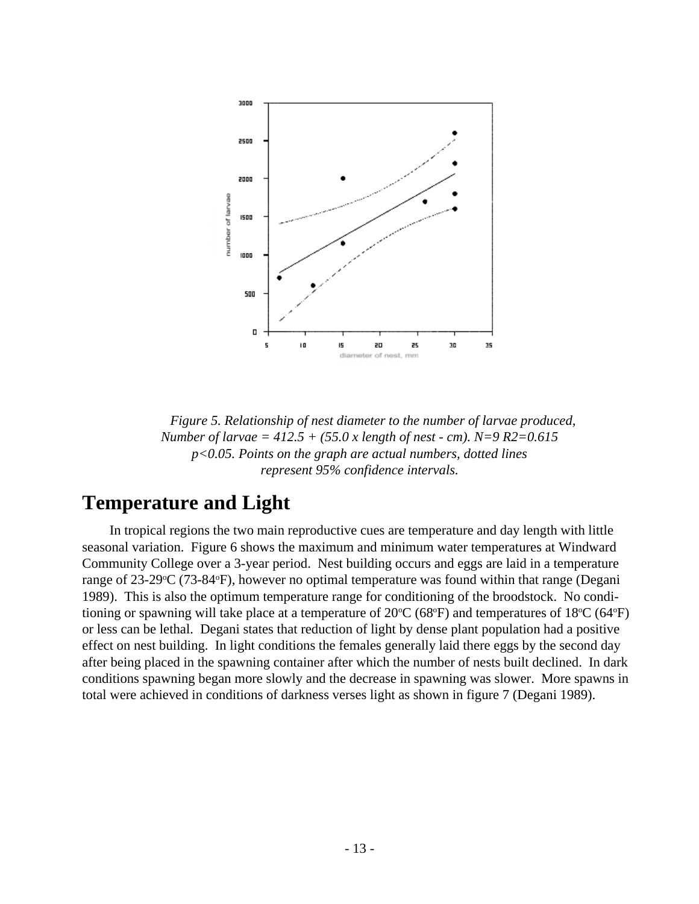*Figure 5. Relationship of nest diameter to the number of larvae produced, Number of larvae = 412.5 + (55.0 x length of nest - cm). N=9 $R2=0.615$ $p<0.05$. Points on the graph are actual numbers, dotted lines represent 95% confidence intervals.*

## Temperature and Light

In tropical regions the two main reproductive cues are temperature and day length with little seasonal variation. Figure 6 shows the maximum and minimum water temperatures at Windward Community College over a 3-year period. Nest building occurs and eggs are laid in a temperature range of 23-29$^{o}$C (73-84$^{o}$F), however no optimal temperature was found within that range (Degani 1989). This is also the optimum temperature range for conditioning of the broodstock. No conditioning or spawning will take place at a temperature of 20$^{o}$C (68$^{o}$F) and temperatures of 18$^{o}$C (64$^{o}$F) or less can be lethal. Degani states that reduction of light by dense plant population had a positive effect on nest building. In light conditions the females generally laid there eggs by the second day after being placed in the spawning container after which the number of nests built declined. In dark conditions spawning began more slowly and the decrease in spawning was slower. More spawns in total were achieved in conditions of darkness verses light as shown in figure 7 (Degani 1989).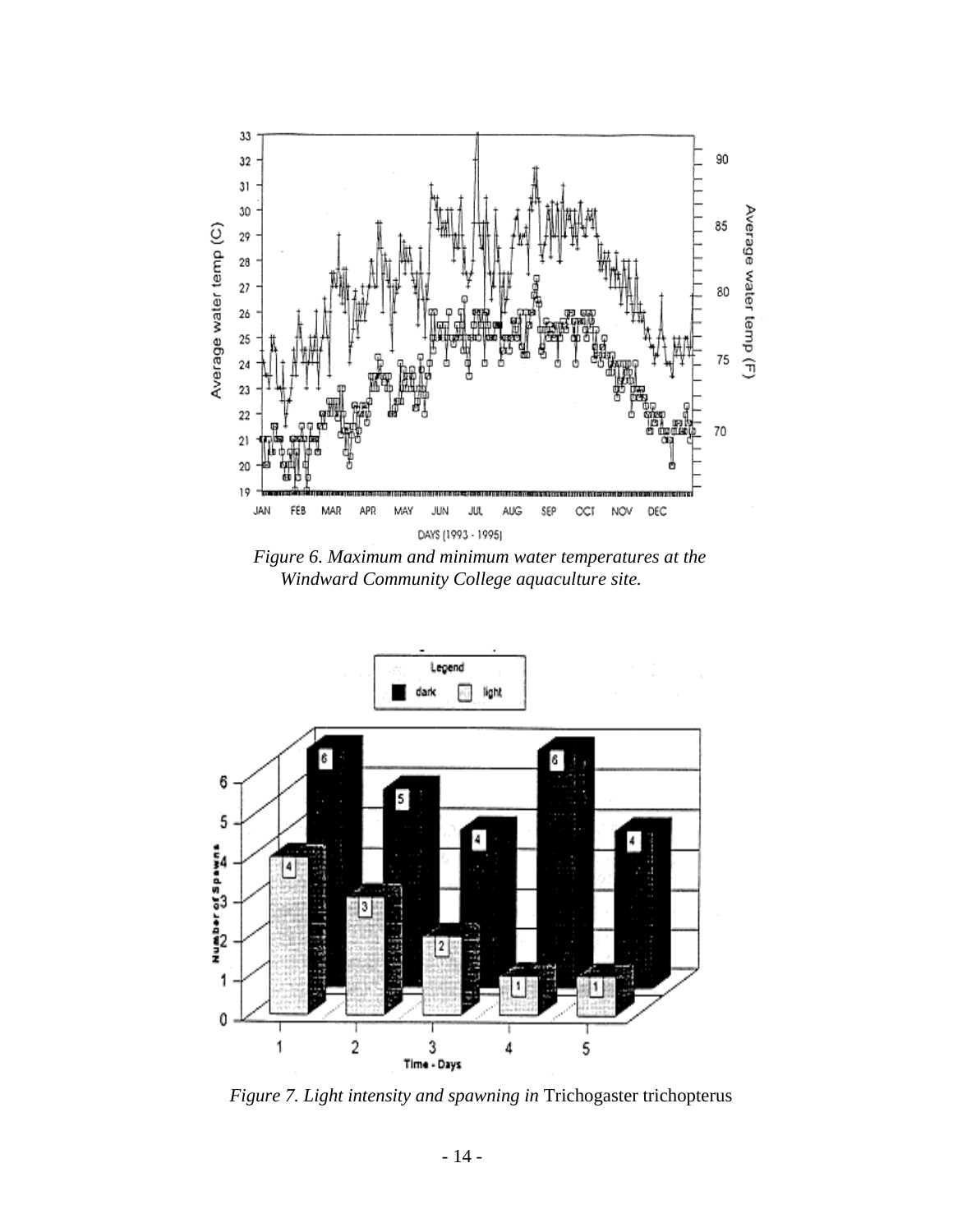*Figure 6. Maximum and minimum water temperatures at the Windward Community College aquaculture site.*

*Figure 7. Light intensity and spawning in* Trichogaster trichopterus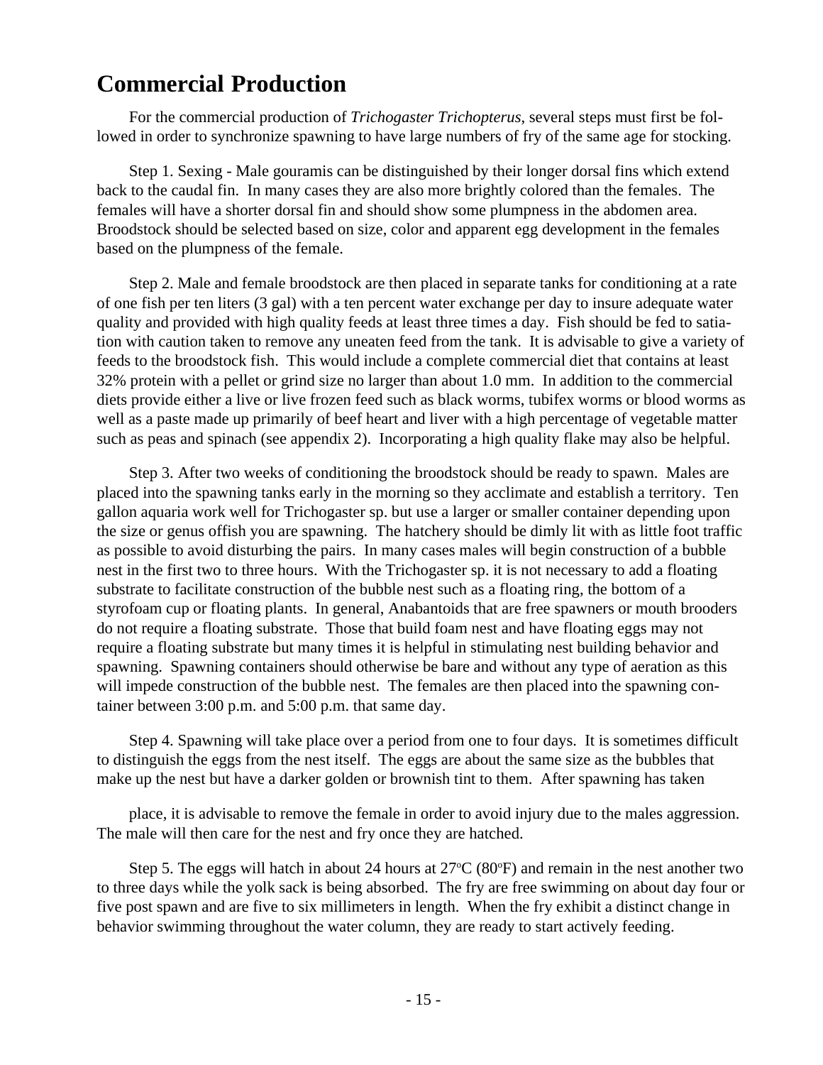# Commercial Production

For the commercial production of *Trichogaster Trichopterus*, several steps must first be followed in order to synchronize spawning to have large numbers of fry of the same age for stocking.

Step 1. Sexing - Male gouramis can be distinguished by their longer dorsal fins which extend back to the caudal fin. In many cases they are also more brightly colored than the females. The females will have a shorter dorsal fin and should show some plumpness in the abdomen area. Broodstock should be selected based on size, color and apparent egg development in the females based on the plumpness of the female.

Step 2. Male and female broodstock are then placed in separate tanks for conditioning at a rate of one fish per ten liters (3 gal) with a ten percent water exchange per day to insure adequate water quality and provided with high quality feeds at least three times a day. Fish should be fed to satiation with caution taken to remove any uneaten feed from the tank. It is advisable to give a variety of feeds to the broodstock fish. This would include a complete commercial diet that contains at least 32% protein with a pellet or grind size no larger than about 1.0 mm. In addition to the commercial diets provide either a live or live frozen feed such as black worms, tubifex worms or blood worms as well as a paste made up primarily of beef heart and liver with a high percentage of vegetable matter such as peas and spinach (see appendix 2). Incorporating a high quality flake may also be helpful.

Step 3. After two weeks of conditioning the broodstock should be ready to spawn. Males are placed into the spawning tanks early in the morning so they acclimate and establish a territory. Ten gallon aquaria work well for Trichogaster sp. but use a larger or smaller container depending upon the size or genus offish you are spawning. The hatchery should be dimly lit with as little foot traffic as possible to avoid disturbing the pairs. In many cases males will begin construction of a bubble nest in the first two to three hours. With the Trichogaster sp. it is not necessary to add a floating substrate to facilitate construction of the bubble nest such as a floating ring, the bottom of a styrofoam cup or floating plants. In general, Anabantoids that are free spawners or mouth brooders do not require a floating substrate. Those that build foam nest and have floating eggs may not require a floating substrate but many times it is helpful in stimulating nest building behavior and spawning. Spawning containers should otherwise be bare and without any type of aeration as this will impede construction of the bubble nest. The females are then placed into the spawning container between 3:00 p.m. and 5:00 p.m. that same day.

Step 4. Spawning will take place over a period from one to four days. It is sometimes difficult to distinguish the eggs from the nest itself. The eggs are about the same size as the bubbles that make up the nest but have a darker golden or brownish tint to them. After spawning has taken place, it is advisable to remove the female in order to avoid injury due to the males aggression. The male will then care for the nest and fry once they are hatched.

Step 5. The eggs will hatch in about 24 hours at 27°C (80°F) and remain in the nest another two to three days while the yolk sack is being absorbed. The fry are free swimming on about day four or five post spawn and are five to six millimeters in length. When the fry exhibit a distinct change in behavior swimming throughout the water column, they are ready to start actively feeding.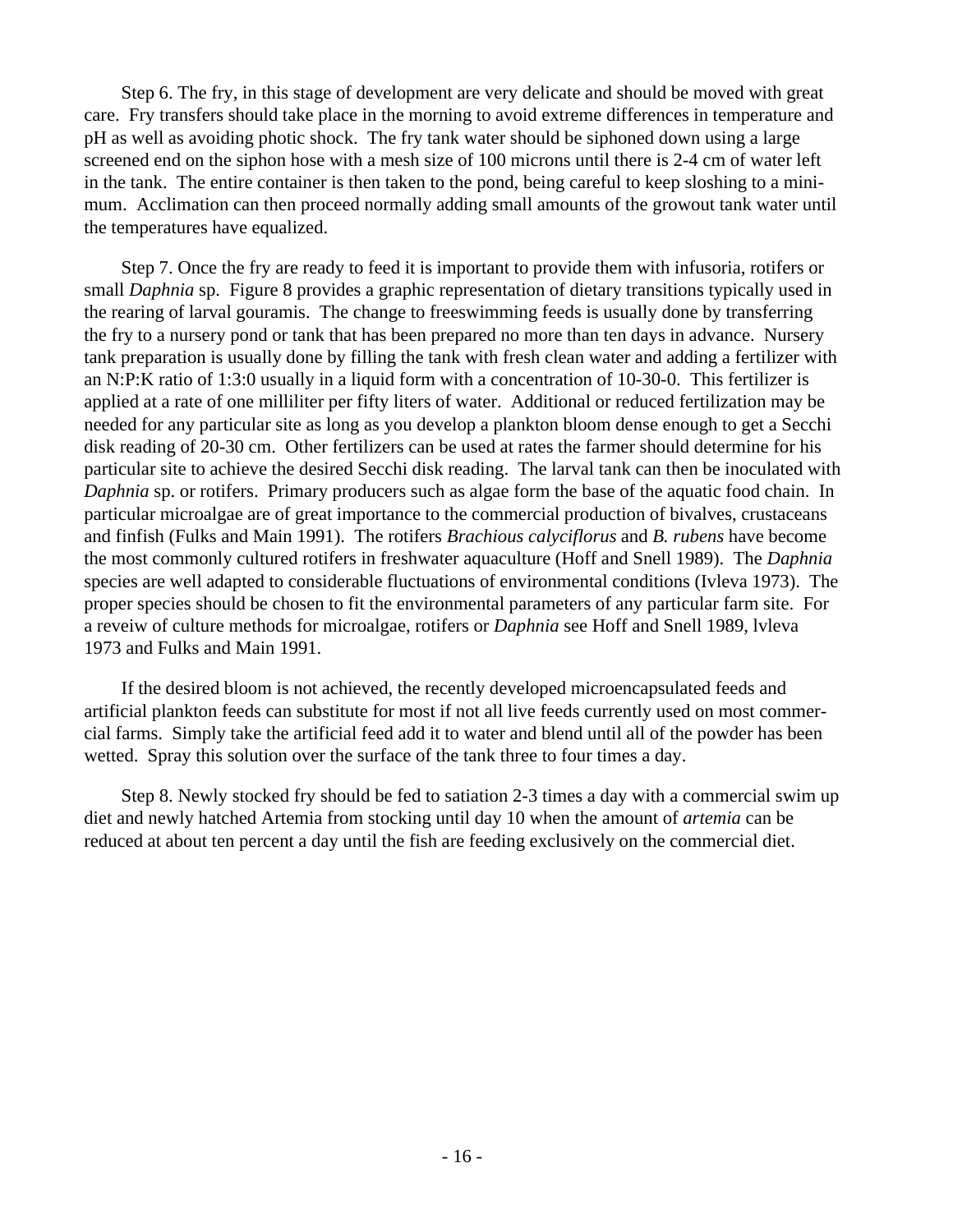Step 6. The fry, in this stage of development are very delicate and should be moved with great care. Fry transfers should take place in the morning to avoid extreme differences in temperature and pH as well as avoiding photic shock. The fry tank water should be siphoned down using a large screened end on the siphon hose with a mesh size of 100 microns until there is 2-4 cm of water left in the tank. The entire container is then taken to the pond, being careful to keep sloshing to a minimum. Acclimation can then proceed normally adding small amounts of the growout tank water until the temperatures have equalized.

Step 7. Once the fry are ready to feed it is important to provide them with infusoria, rotifers or small *Daphnia* sp. Figure 8 provides a graphic representation of dietary transitions typically used in the rearing of larval gouramis. The change to freeswimming feeds is usually done by transferring the fry to a nursery pond or tank that has been prepared no more than ten days in advance. Nursery tank preparation is usually done by filling the tank with fresh clean water and adding a fertilizer with an N:P:K ratio of 1:3:0 usually in a liquid form with a concentration of 10-30-0. This fertilizer is applied at a rate of one milliliter per fifty liters of water. Additional or reduced fertilization may be needed for any particular site as long as you develop a plankton bloom dense enough to get a Secchi disk reading of 20-30 cm. Other fertilizers can be used at rates the farmer should determine for his particular site to achieve the desired Secchi disk reading. The larval tank can then be inoculated with *Daphnia* sp. or rotifers. Primary producers such as algae form the base of the aquatic food chain. In particular microalgae are of great importance to the commercial production of bivalves, crustaceans and finfish (Fulks and Main 1991). The rotifers *Brachious calyciflorus* and *B. rubens* have become the most commonly cultured rotifers in freshwater aquaculture (Hoff and Snell 1989). The *Daphnia* species are well adapted to considerable fluctuations of environmental conditions (Ivleva 1973). The proper species should be chosen to fit the environmental parameters of any particular farm site. For a reveiw of culture methods for microalgae, rotifers or *Daphnia* see Hoff and Snell 1989, lvleva 1973 and Fulks and Main 1991.

If the desired bloom is not achieved, the recently developed microencapsulated feeds and artificial plankton feeds can substitute for most if not all live feeds currently used on most commercial farms. Simply take the artificial feed add it to water and blend until all of the powder has been wetted. Spray this solution over the surface of the tank three to four times a day.

Step 8. Newly stocked fry should be fed to satiation 2-3 times a day with a commercial swim up diet and newly hatched Artemia from stocking until day 10 when the amount of *artemia* can be reduced at about ten percent a day until the fish are feeding exclusively on the commercial diet.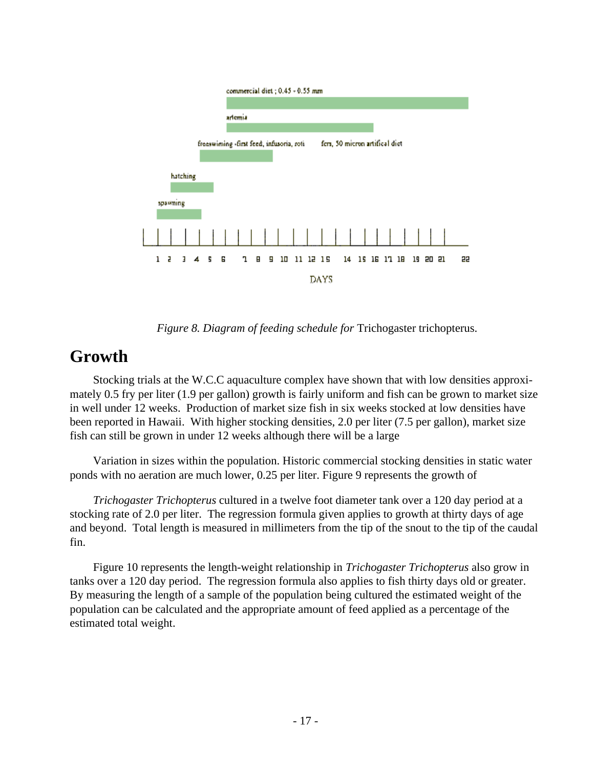*Figure 8. Diagram of feeding schedule for* Trichogaster trichopterus.

## Growth

Stocking trials at the W.C.C aquaculture complex have shown that with low densities approximately 0.5 fry per liter (1.9 per gallon) growth is fairly uniform and fish can be grown to market size in well under 12 weeks. Production of market size fish in six weeks stocked at low densities have been reported in Hawaii. With higher stocking densities, 2.0 per liter (7.5 per gallon), market size fish can still be grown in under 12 weeks although there will be a large

Variation in sizes within the population. Historic commercial stocking densities in static water ponds with no aeration are much lower, 0.25 per liter. Figure 9 represents the growth of

*Trichogaster Trichopterus* cultured in a twelve foot diameter tank over a 120 day period at a stocking rate of 2.0 per liter. The regression formula given applies to growth at thirty days of age and beyond. Total length is measured in millimeters from the tip of the snout to the tip of the caudal fin.

Figure 10 represents the length-weight relationship in *Trichogaster Trichopterus* also grow in tanks over a 120 day period. The regression formula also applies to fish thirty days old or greater. By measuring the length of a sample of the population being cultured the estimated weight of the population can be calculated and the appropriate amount of feed applied as a percentage of the estimated total weight.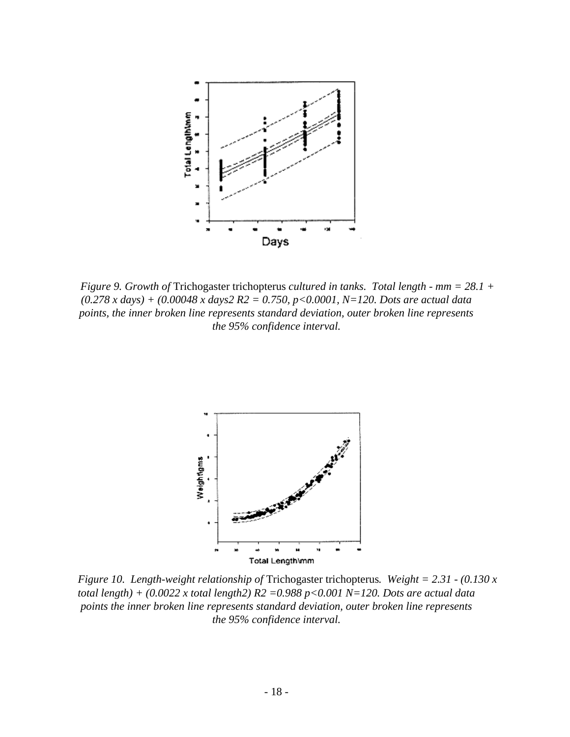*Figure 9. Growth of* Trichogaster trichopterus *cultured in tanks. Total length - mm = 28.1 + (0.278 x days) + (0.00048 x days2 $R^2$ = 0.750, $p<0.0001$, N=120. Dots are actual data points, the inner broken line represents standard deviation, outer broken line represents the 95% confidence interval.*

*Figure 10. Length-weight relationship of* Trichogaster trichopterus*. Weight = 2.31 - (0.130 x total length) + (0.0022 x total length2) $R^2$ =0.988 $p<0.001$ N=120. Dots are actual data points the inner broken line represents standard deviation, outer broken line represents the 95% confidence interval.*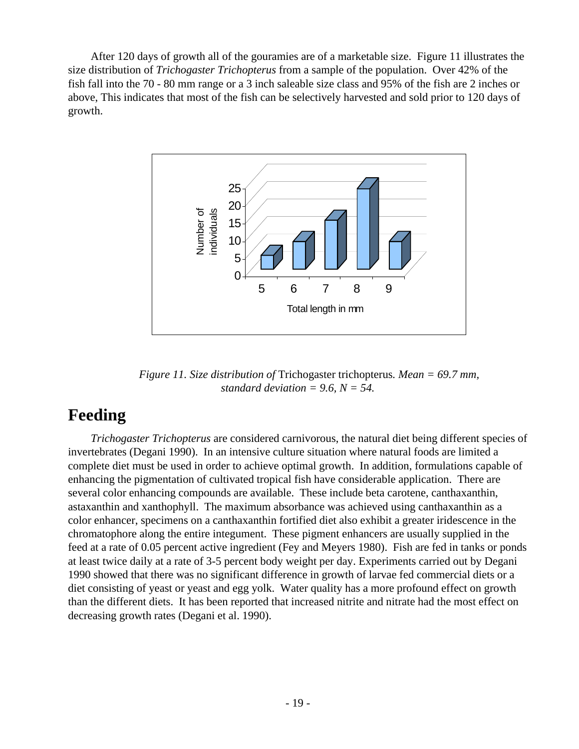After 120 days of growth all of the gouramies are of a marketable size. Figure 11 illustrates the size distribution of *Trichogaster Trichopterus* from a sample of the population. Over 42% of the fish fall into the 70 - 80 mm range or a 3 inch saleable size class and 95% of the fish are 2 inches or above, This indicates that most of the fish can be selectively harvested and sold prior to 120 days of growth.

*Figure 11. Size distribution of* Trichogaster trichopterus*. Mean = 69.7 mm, standard deviation = 9.6, N = 54.*

## Feeding

*Trichogaster Trichopterus* are considered carnivorous, the natural diet being different species of invertebrates (Degani 1990). In an intensive culture situation where natural foods are limited a complete diet must be used in order to achieve optimal growth. In addition, formulations capable of enhancing the pigmentation of cultivated tropical fish have considerable application. There are several color enhancing compounds are available. These include beta carotene, canthaxanthin, astaxanthin and xanthophyll. The maximum absorbance was achieved using canthaxanthin as a color enhancer, specimens on a canthaxanthin fortified diet also exhibit a greater iridescence in the chromatophore along the entire integument. These pigment enhancers are usually supplied in the feed at a rate of 0.05 percent active ingredient (Fey and Meyers 1980). Fish are fed in tanks or ponds at least twice daily at a rate of 3-5 percent body weight per day. Experiments carried out by Degani 1990 showed that there was no significant difference in growth of larvae fed commercial diets or a diet consisting of yeast or yeast and egg yolk. Water quality has a more profound effect on growth than the different diets. It has been reported that increased nitrite and nitrate had the most effect on decreasing growth rates (Degani et al. 1990).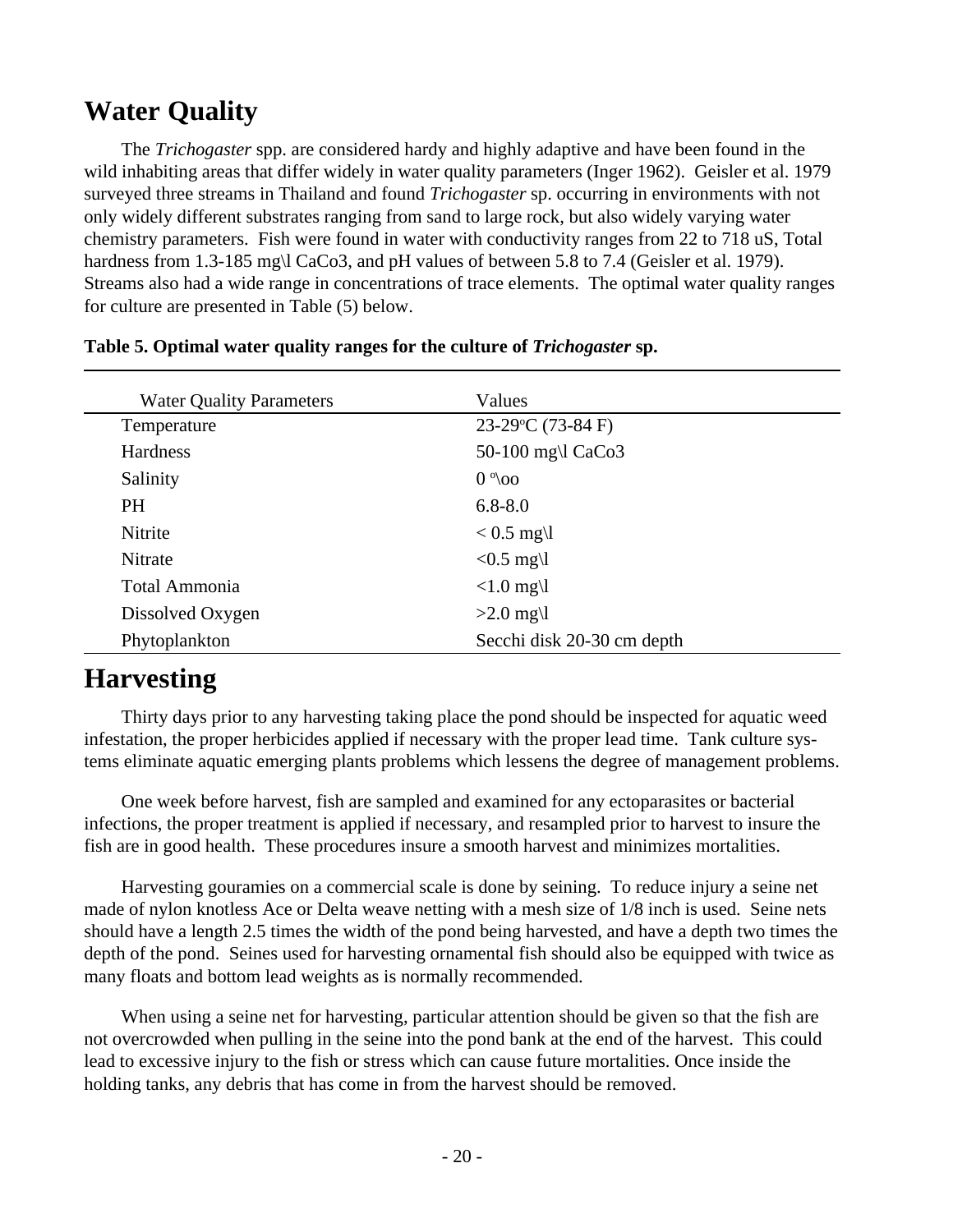## Water Quality

The *Trichogaster* spp. are considered hardy and highly adaptive and have been found in the wild inhabiting areas that differ widely in water quality parameters (Inger 1962). Geisler et al. 1979 surveyed three streams in Thailand and found *Trichogaster* sp. occurring in environments with not only widely different substrates ranging from sand to large rock, but also widely varying water chemistry parameters. Fish were found in water with conductivity ranges from 22 to 718 uS, Total hardness from 1.3-185 mg\l CaCo3, and pH values of between 5.8 to 7.4 (Geisler et al. 1979). Streams also had a wide range in concentrations of trace elements. The optimal water quality ranges for culture are presented in Table (5) below.

**Table 5. Optimal water quality ranges for the culture of *Trichogaster* sp.**

| Water Quality Parameters | Values |
|---|---|
| Temperature | 23-29°C (73-84 F) |
| Hardness | 50-100 mg\l CaCo3 |
| Salinity | 0 °\oo |
| PH | 6.8-8.0 |
| Nitrite | < 0.5 mg\l |
| Nitrate | <0.5 mg\l |
| Total Ammonia | <1.0 mg\l |
| Dissolved Oxygen | >2.0 mg\l |
| Phytoplankton | Secchi disk 20-30 cm depth |

## Harvesting

Thirty days prior to any harvesting taking place the pond should be inspected for aquatic weed infestation, the proper herbicides applied if necessary with the proper lead time. Tank culture systems eliminate aquatic emerging plants problems which lessens the degree of management problems.

One week before harvest, fish are sampled and examined for any ectoparasites or bacterial infections, the proper treatment is applied if necessary, and resampled prior to harvest to insure the fish are in good health. These procedures insure a smooth harvest and minimizes mortalities.

Harvesting gouramies on a commercial scale is done by seining. To reduce injury a seine net made of nylon knotless Ace or Delta weave netting with a mesh size of 1/8 inch is used. Seine nets should have a length 2.5 times the width of the pond being harvested, and have a depth two times the depth of the pond. Seines used for harvesting ornamental fish should also be equipped with twice as many floats and bottom lead weights as is normally recommended.

When using a seine net for harvesting, particular attention should be given so that the fish are not overcrowded when pulling in the seine into the pond bank at the end of the harvest. This could lead to excessive injury to the fish or stress which can cause future mortalities. Once inside the holding tanks, any debris that has come in from the harvest should be removed.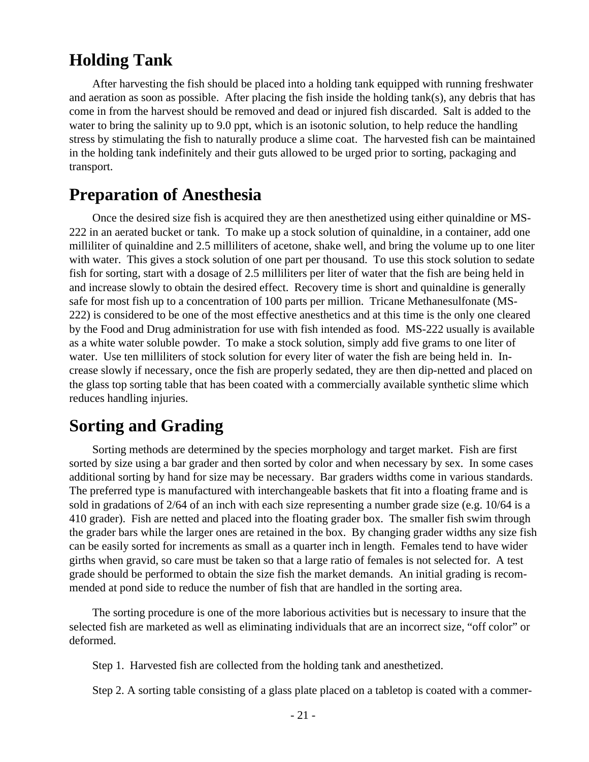## Holding Tank

After harvesting the fish should be placed into a holding tank equipped with running freshwater and aeration as soon as possible. After placing the fish inside the holding tank(s), any debris that has come in from the harvest should be removed and dead or injured fish discarded. Salt is added to the water to bring the salinity up to 9.0 ppt, which is an isotonic solution, to help reduce the handling stress by stimulating the fish to naturally produce a slime coat. The harvested fish can be maintained in the holding tank indefinitely and their guts allowed to be urged prior to sorting, packaging and transport.

## Preparation of Anesthesia

Once the desired size fish is acquired they are then anesthetized using either quinaldine or MS-222 in an aerated bucket or tank. To make up a stock solution of quinaldine, in a container, add one milliliter of quinaldine and 2.5 milliliters of acetone, shake well, and bring the volume up to one liter with water. This gives a stock solution of one part per thousand. To use this stock solution to sedate fish for sorting, start with a dosage of 2.5 milliliters per liter of water that the fish are being held in and increase slowly to obtain the desired effect. Recovery time is short and quinaldine is generally safe for most fish up to a concentration of 100 parts per million. Tricane Methanesulfonate (MS-222) is considered to be one of the most effective anesthetics and at this time is the only one cleared by the Food and Drug administration for use with fish intended as food. MS-222 usually is available as a white water soluble powder. To make a stock solution, simply add five grams to one liter of water. Use ten milliliters of stock solution for every liter of water the fish are being held in. Increase slowly if necessary, once the fish are properly sedated, they are then dip-netted and placed on the glass top sorting table that has been coated with a commercially available synthetic slime which reduces handling injuries.

## Sorting and Grading

Sorting methods are determined by the species morphology and target market. Fish are first sorted by size using a bar grader and then sorted by color and when necessary by sex. In some cases additional sorting by hand for size may be necessary. Bar graders widths come in various standards. The preferred type is manufactured with interchangeable baskets that fit into a floating frame and is sold in gradations of 2/64 of an inch with each size representing a number grade size (e.g. 10/64 is a 410 grader). Fish are netted and placed into the floating grader box. The smaller fish swim through the grader bars while the larger ones are retained in the box. By changing grader widths any size fish can be easily sorted for increments as small as a quarter inch in length. Females tend to have wider girths when gravid, so care must be taken so that a large ratio of females is not selected for. A test grade should be performed to obtain the size fish the market demands. An initial grading is recommended at pond side to reduce the number of fish that are handled in the sorting area.

The sorting procedure is one of the more laborious activities but is necessary to insure that the selected fish are marketed as well as eliminating individuals that are an incorrect size, "off color" or deformed.

Step 1. Harvested fish are collected from the holding tank and anesthetized.

Step 2. A sorting table consisting of a glass plate placed on a tabletop is coated with a commer-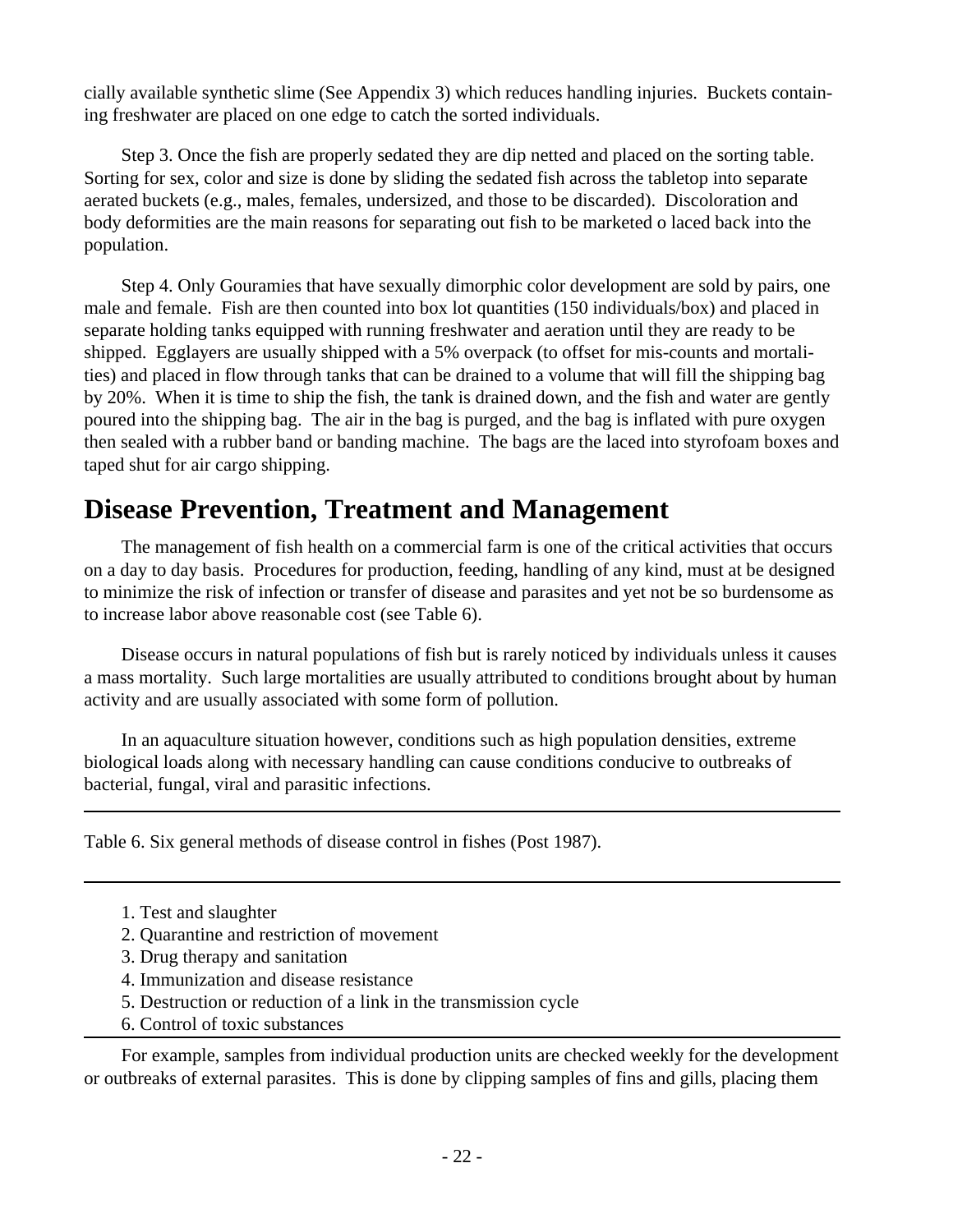cially available synthetic slime (See Appendix 3) which reduces handling injuries. Buckets containing freshwater are placed on one edge to catch the sorted individuals.

Step 3. Once the fish are properly sedated they are dip netted and placed on the sorting table. Sorting for sex, color and size is done by sliding the sedated fish across the tabletop into separate aerated buckets (e.g., males, females, undersized, and those to be discarded). Discoloration and body deformities are the main reasons for separating out fish to be marketed o laced back into the population.

Step 4. Only Gouramies that have sexually dimorphic color development are sold by pairs, one male and female. Fish are then counted into box lot quantities (150 individuals/box) and placed in separate holding tanks equipped with running freshwater and aeration until they are ready to be shipped. Egglayers are usually shipped with a 5% overpack (to offset for mis-counts and mortalities) and placed in flow through tanks that can be drained to a volume that will fill the shipping bag by 20%. When it is time to ship the fish, the tank is drained down, and the fish and water are gently poured into the shipping bag. The air in the bag is purged, and the bag is inflated with pure oxygen then sealed with a rubber band or banding machine. The bags are the laced into styrofoam boxes and taped shut for air cargo shipping.

# Disease Prevention, Treatment and Management

The management of fish health on a commercial farm is one of the critical activities that occurs on a day to day basis. Procedures for production, feeding, handling of any kind, must at be designed to minimize the risk of infection or transfer of disease and parasites and yet not be so burdensome as to increase labor above reasonable cost (see Table 6).

Disease occurs in natural populations of fish but is rarely noticed by individuals unless it causes a mass mortality. Such large mortalities are usually attributed to conditions brought about by human activity and are usually associated with some form of pollution.

In an aquaculture situation however, conditions such as high population densities, extreme biological loads along with necessary handling can cause conditions conducive to outbreaks of bacterial, fungal, viral and parasitic infections.

Table 6. Six general methods of disease control in fishes (Post 1987).

1. Test and slaughter
2. Quarantine and restriction of movement
3. Drug therapy and sanitation
4. Immunization and disease resistance
5. Destruction or reduction of a link in the transmission cycle
6. Control of toxic substances

For example, samples from individual production units are checked weekly for the development or outbreaks of external parasites. This is done by clipping samples of fins and gills, placing them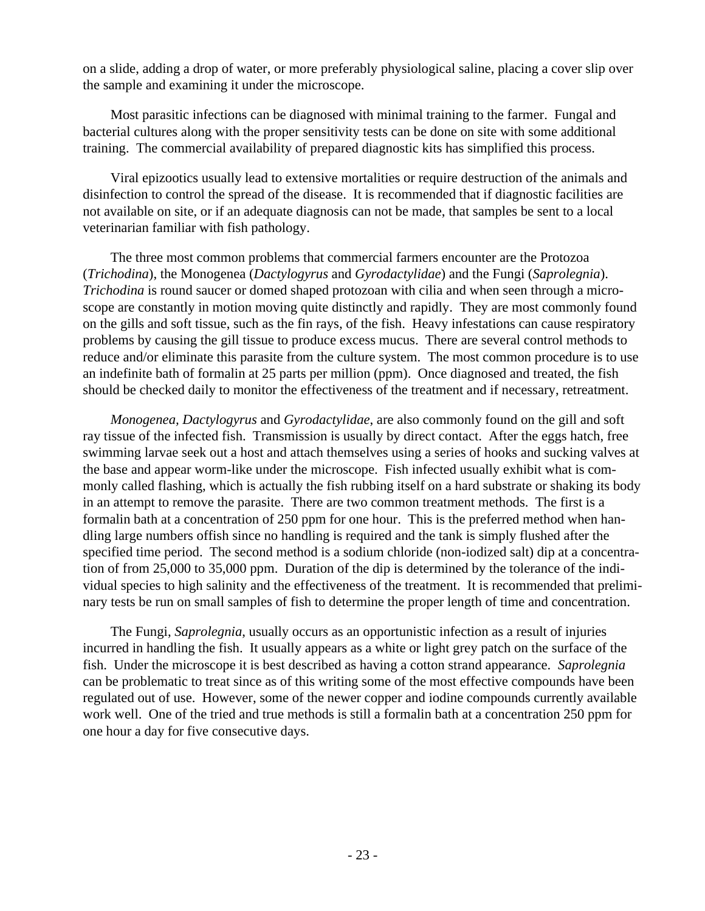on a slide, adding a drop of water, or more preferably physiological saline, placing a cover slip over the sample and examining it under the microscope.

Most parasitic infections can be diagnosed with minimal training to the farmer. Fungal and bacterial cultures along with the proper sensitivity tests can be done on site with some additional training. The commercial availability of prepared diagnostic kits has simplified this process.

Viral epizootics usually lead to extensive mortalities or require destruction of the animals and disinfection to control the spread of the disease. It is recommended that if diagnostic facilities are not available on site, or if an adequate diagnosis can not be made, that samples be sent to a local veterinarian familiar with fish pathology.

The three most common problems that commercial farmers encounter are the Protozoa (*Trichodina*), the Monogenea (*Dactylogyrus* and *Gyrodactylidae*) and the Fungi (*Saprolegnia*). *Trichodina* is round saucer or domed shaped protozoan with cilia and when seen through a microscope are constantly in motion moving quite distinctly and rapidly. They are most commonly found on the gills and soft tissue, such as the fin rays, of the fish. Heavy infestations can cause respiratory problems by causing the gill tissue to produce excess mucus. There are several control methods to reduce and/or eliminate this parasite from the culture system. The most common procedure is to use an indefinite bath of formalin at 25 parts per million (ppm). Once diagnosed and treated, the fish should be checked daily to monitor the effectiveness of the treatment and if necessary, retreatment.

*Monogenea*, *Dactylogyrus* and *Gyrodactylidae*, are also commonly found on the gill and soft ray tissue of the infected fish. Transmission is usually by direct contact. After the eggs hatch, free swimming larvae seek out a host and attach themselves using a series of hooks and sucking valves at the base and appear worm-like under the microscope. Fish infected usually exhibit what is commonly called flashing, which is actually the fish rubbing itself on a hard substrate or shaking its body in an attempt to remove the parasite. There are two common treatment methods. The first is a formalin bath at a concentration of 250 ppm for one hour. This is the preferred method when handling large numbers offish since no handling is required and the tank is simply flushed after the specified time period. The second method is a sodium chloride (non-iodized salt) dip at a concentration of from 25,000 to 35,000 ppm. Duration of the dip is determined by the tolerance of the individual species to high salinity and the effectiveness of the treatment. It is recommended that preliminary tests be run on small samples of fish to determine the proper length of time and concentration.

The Fungi, *Saprolegnia*, usually occurs as an opportunistic infection as a result of injuries incurred in handling the fish. It usually appears as a white or light grey patch on the surface of the fish. Under the microscope it is best described as having a cotton strand appearance. *Saprolegnia* can be problematic to treat since as of this writing some of the most effective compounds have been regulated out of use. However, some of the newer copper and iodine compounds currently available work well. One of the tried and true methods is still a formalin bath at a concentration 250 ppm for one hour a day for five consecutive days.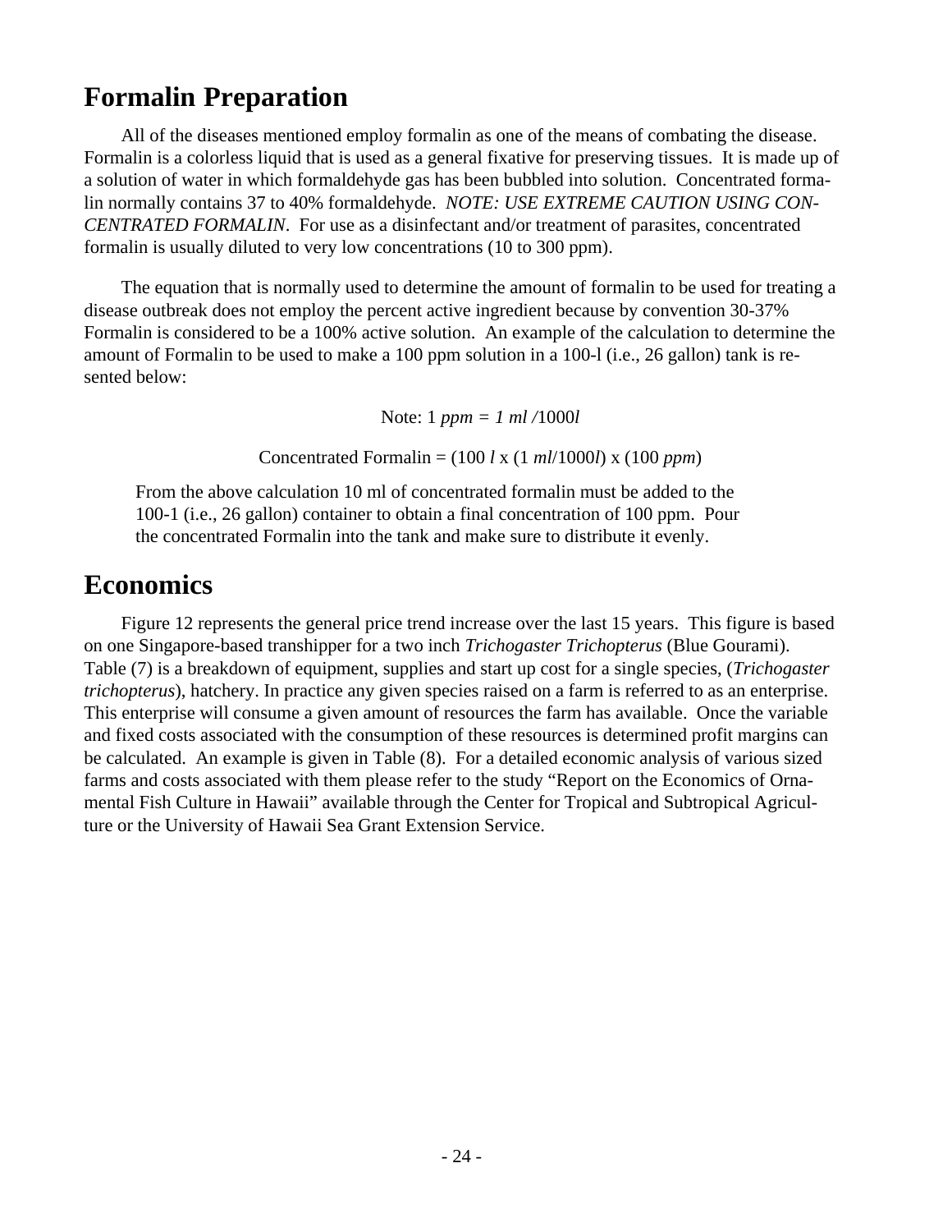# Formalin Preparation

All of the diseases mentioned employ formalin as one of the means of combating the disease. Formalin is a colorless liquid that is used as a general fixative for preserving tissues. It is made up of a solution of water in which formaldehyde gas has been bubbled into solution. Concentrated formalin normally contains 37 to 40% formaldehyde. *NOTE: USE EXTREME CAUTION USING CONCENTRATED FORMALIN*. For use as a disinfectant and/or treatment of parasites, concentrated formalin is usually diluted to very low concentrations (10 to 300 ppm).

The equation that is normally used to determine the amount of formalin to be used for treating a disease outbreak does not employ the percent active ingredient because by convention 30-37% Formalin is considered to be a 100% active solution. An example of the calculation to determine the amount of Formalin to be used to make a 100 ppm solution in a 100-l (i.e., 26 gallon) tank is resented below:

Note: 1 *ppm = 1 ml /*1000*l*

Concentrated Formalin = (100 *l* x (1 *ml*/1000*l*) x (100 *ppm*)

From the above calculation 10 ml of concentrated formalin must be added to the 100-1 (i.e., 26 gallon) container to obtain a final concentration of 100 ppm. Pour the concentrated Formalin into the tank and make sure to distribute it evenly.

# Economics

Figure 12 represents the general price trend increase over the last 15 years. This figure is based on one Singapore-based transhipper for a two inch *Trichogaster Trichopterus* (Blue Gourami). Table (7) is a breakdown of equipment, supplies and start up cost for a single species, (*Trichogaster trichopterus*), hatchery. In practice any given species raised on a farm is referred to as an enterprise. This enterprise will consume a given amount of resources the farm has available. Once the variable and fixed costs associated with the consumption of these resources is determined profit margins can be calculated. An example is given in Table (8). For a detailed economic analysis of various sized farms and costs associated with them please refer to the study "Report on the Economics of Ornamental Fish Culture in Hawaii" available through the Center for Tropical and Subtropical Agriculture or the University of Hawaii Sea Grant Extension Service.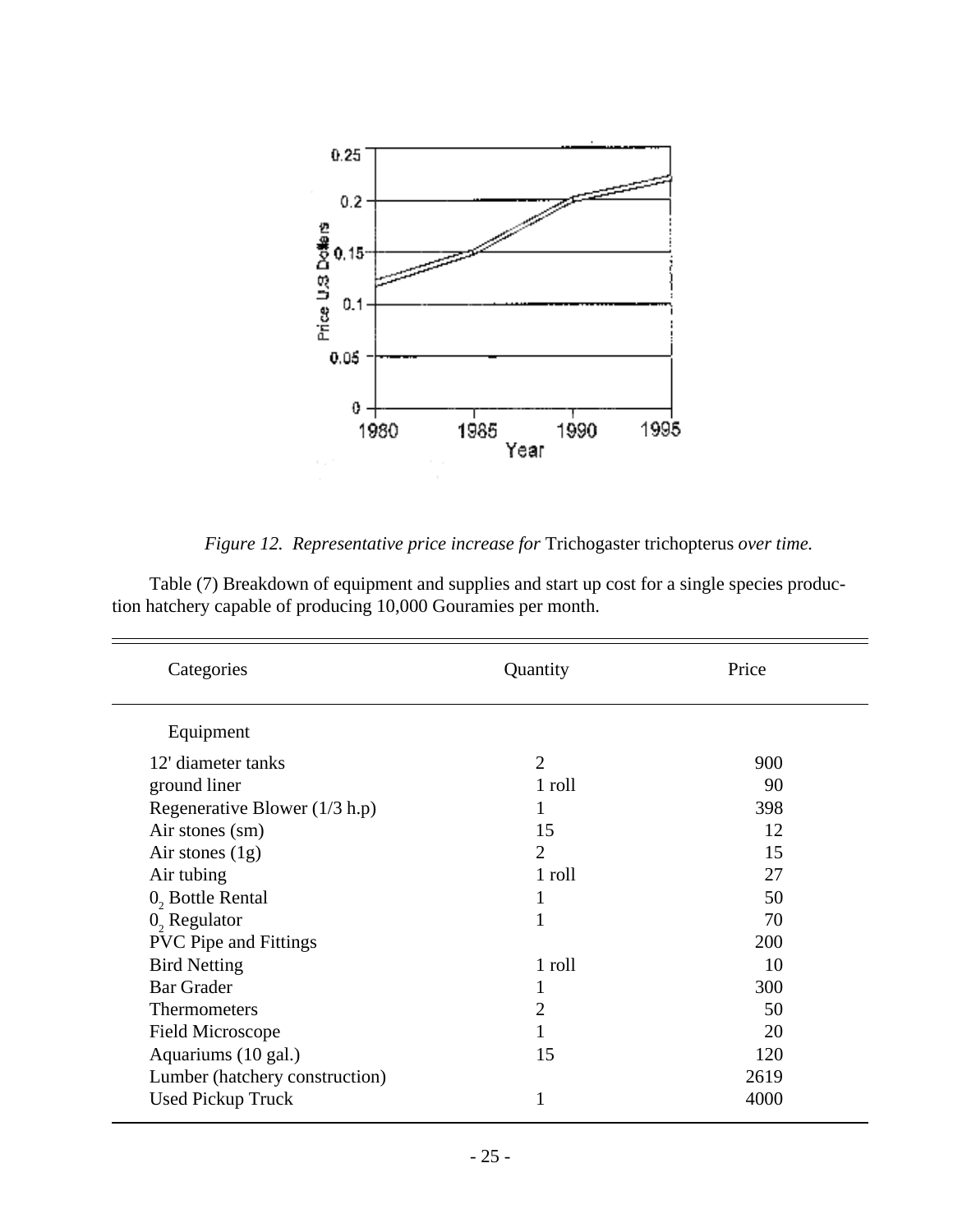*Figure 12. Representative price increase for* Trichogaster trichopterus *over time.*

Table (7) Breakdown of equipment and supplies and start up cost for a single species production hatchery capable of producing 10,000 Gouramies per month.

| Categories | Quantity | Price |
|---|---|---|
| Equipment | | |
| 12' diameter tanks | 2 | 900 |
| ground liner | 1 roll | 90 |
| Regenerative Blower (1/3 h.p) | 1 | 398 |
| Air stones (sm) | 15 | 12 |
| Air stones (lg) | 2 | 15 |
| Air tubing | 1 roll | 27 |
| $0_2$ Bottle Rental | 1 | 50 |
| $0_2$ Regulator | 1 | 70 |
| PVC Pipe and Fittings | | 200 |
| Bird Netting | 1 roll | 10 |
| Bar Grader | 1 | 300 |
| Thermometers | 2 | 50 |
| Field Microscope | 1 | 20 |
| Aquariums (10 gal.) | 15 | 120 |
| Lumber (hatchery construction) | | 2619 |
| Used Pickup Truck | 1 | 4000 |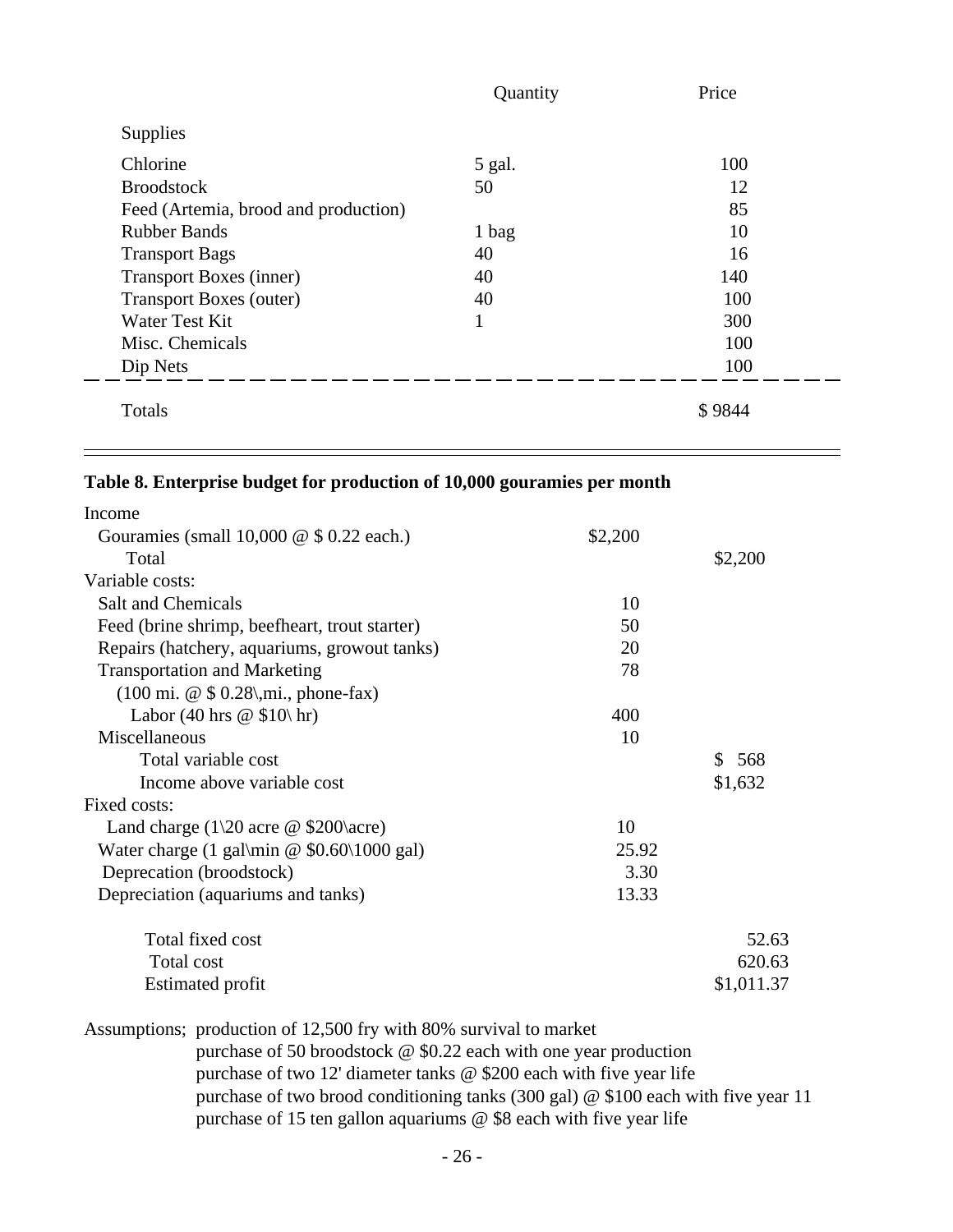| | Quantity | Price |
|---|---|---|
| Supplies | | |
| Chlorine | 5 gal. | 100 |
| Broodstock | 50 | 12 |
| Feed (Artemia, brood and production) | | 85 |
| Rubber Bands | 1 bag | 10 |
| Transport Bags | 40 | 16 |
| Transport Boxes (inner) | 40 | 140 |
| Transport Boxes (outer) | 40 | 100 |
| Water Test Kit | 1 | 300 |
| Misc. Chemicals | | 100 |
| Dip Nets | | 100 |
| Totals | | $ 9844 |

**Table 8. Enterprise budget for production of 10,000 gouramies per month**

| | | |
|---|---|---|
| Income | | |
| Gouramies (small 10,000 @ $ 0.22 each.) | $2,200 | |
| Total | | $2,200 |
| Variable costs: | | |
| Salt and Chemicals | 10 | |
| Feed (brine shrimp, beefheart, trout starter) | 50 | |
| Repairs (hatchery, aquariums, growout tanks) | 20 | |
| Transportation and Marketing (100 mi. @ $ 0.28\,mi., phone-fax) | 78 | |
| Labor (40 hrs @ $10\ hr) | 400 | |
| Miscellaneous | 10 | |
| Total variable cost | | $ 568 |
| Income above variable cost | | $1,632 |
| Fixed costs: | | |
| Land charge (1\20 acre @ $200\acre) | 10 | |
| Water charge (1 gal\min @ $0.60\1000 gal) | 25.92 | |
| Deprecation (broodstock) | 3.30 | |
| Depreciation (aquariums and tanks) | 13.33 | |
| Total fixed cost | | 52.63 |
| Total cost | | 620.63 |
| Estimated profit | | $1,011.37 |

Assumptions; production of 12,500 fry with 80% survival to market
purchase of 50 broodstock @ $0.22 each with one year production
purchase of two 12' diameter tanks @ $200 each with five year life
purchase of two brood conditioning tanks (300 gal) @ $100 each with five year 11
purchase of 15 ten gallon aquariums @ $8 each with five year life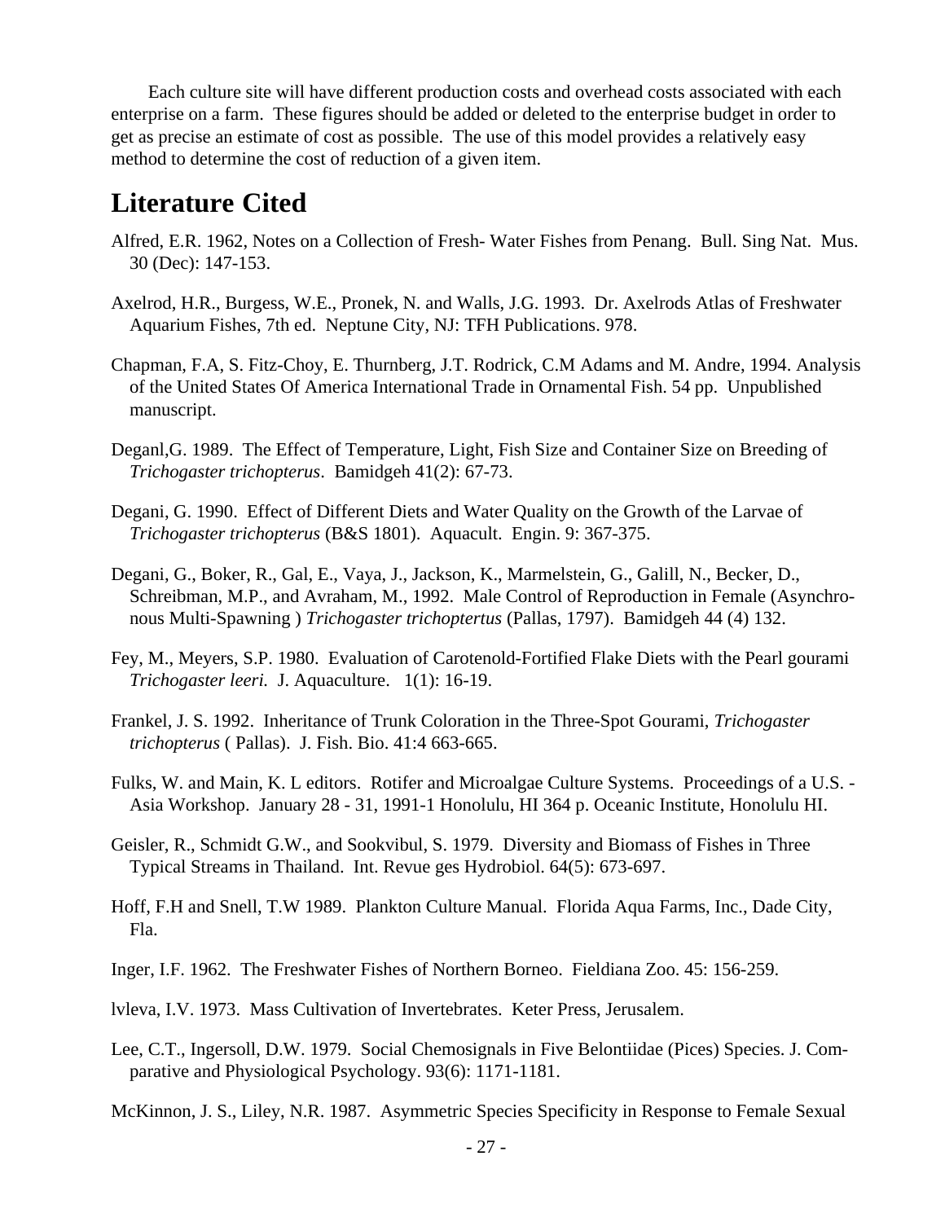Each culture site will have different production costs and overhead costs associated with each enterprise on a farm. These figures should be added or deleted to the enterprise budget in order to get as precise an estimate of cost as possible. The use of this model provides a relatively easy method to determine the cost of reduction of a given item.

# Literature Cited

Alfred, E.R. 1962, Notes on a Collection of Fresh- Water Fishes from Penang. Bull. Sing Nat. Mus. 30 (Dec): 147-153.

Axelrod, H.R., Burgess, W.E., Pronek, N. and Walls, J.G. 1993. Dr. Axelrods Atlas of Freshwater Aquarium Fishes, 7th ed. Neptune City, NJ: TFH Publications. 978.

Chapman, F.A, S. Fitz-Choy, E. Thurnberg, J.T. Rodrick, C.M Adams and M. Andre, 1994. Analysis of the United States Of America International Trade in Ornamental Fish. 54 pp. Unpublished manuscript.

Deganl,G. 1989. The Effect of Temperature, Light, Fish Size and Container Size on Breeding of *Trichogaster trichopterus*. Bamidgeh 41(2): 67-73.

Degani, G. 1990. Effect of Different Diets and Water Quality on the Growth of the Larvae of *Trichogaster trichopterus* (B&S 1801). Aquacult. Engin. 9: 367-375.

Degani, G., Boker, R., Gal, E., Vaya, J., Jackson, K., Marmelstein, G., Galill, N., Becker, D., Schreibman, M.P., and Avraham, M., 1992. Male Control of Reproduction in Female (Asynchronous Multi-Spawning ) *Trichogaster trichoptertus* (Pallas, 1797). Bamidgeh 44 (4) 132.

Fey, M., Meyers, S.P. 1980. Evaluation of Carotenold-Fortified Flake Diets with the Pearl gourami *Trichogaster leeri.* J. Aquaculture. 1(1): 16-19.

Frankel, J. S. 1992. Inheritance of Trunk Coloration in the Three-Spot Gourami, *Trichogaster trichopterus* ( Pallas). J. Fish. Bio. 41:4 663-665.

Fulks, W. and Main, K. L editors. Rotifer and Microalgae Culture Systems. Proceedings of a U.S. - Asia Workshop. January 28 - 31, 1991-1 Honolulu, HI 364 p. Oceanic Institute, Honolulu HI.

Geisler, R., Schmidt G.W., and Sookvibul, S. 1979. Diversity and Biomass of Fishes in Three Typical Streams in Thailand. Int. Revue ges Hydrobiol. 64(5): 673-697.

Hoff, F.H and Snell, T.W 1989. Plankton Culture Manual. Florida Aqua Farms, Inc., Dade City, Fla.

Inger, I.F. 1962. The Freshwater Fishes of Northern Borneo. Fieldiana Zoo. 45: 156-259.

lvleva, I.V. 1973. Mass Cultivation of Invertebrates. Keter Press, Jerusalem.

Lee, C.T., Ingersoll, D.W. 1979. Social Chemosignals in Five Belontiidae (Pices) Species. J. Comparative and Physiological Psychology. 93(6): 1171-1181.

McKinnon, J. S., Liley, N.R. 1987. Asymmetric Species Specificity in Response to Female Sexual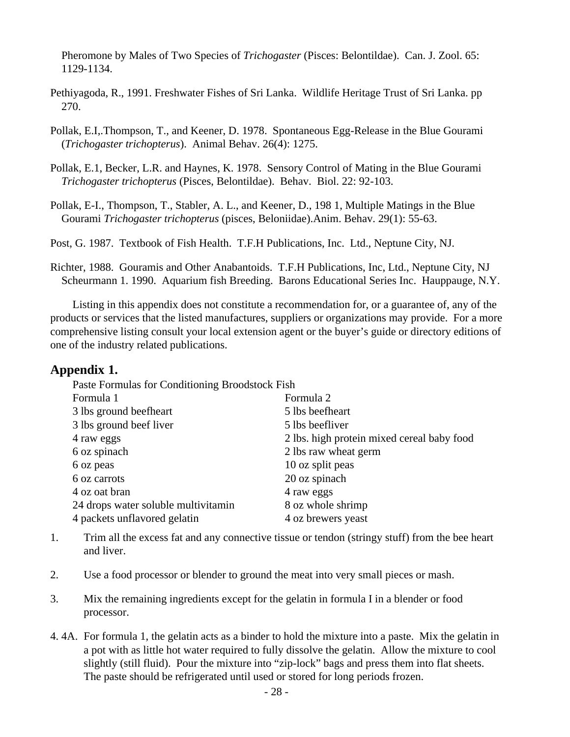Pheromone by Males of Two Species of *Trichogaster* (Pisces: Belontildae). Can. J. Zool. 65: 1129-1134.

Pethiyagoda, R., 1991. Freshwater Fishes of Sri Lanka. Wildlife Heritage Trust of Sri Lanka. pp 270.

Pollak, E.I,.Thompson, T., and Keener, D. 1978. Spontaneous Egg-Release in the Blue Gourami (*Trichogaster trichopterus*). Animal Behav. 26(4): 1275.

Pollak, E.1, Becker, L.R. and Haynes, K. 1978. Sensory Control of Mating in the Blue Gourami *Trichogaster trichopterus* (Pisces, Belontildae). Behav. Biol. 22: 92-103.

Pollak, E-I., Thompson, T., Stabler, A. L., and Keener, D., 198 1, Multiple Matings in the Blue Gourami *Trichogaster trichopterus* (pisces, Beloniidae).Anim. Behav. 29(1): 55-63.

Post, G. 1987. Textbook of Fish Health. T.F.H Publications, Inc. Ltd., Neptune City, NJ.

Richter, 1988. Gouramis and Other Anabantoids. T.F.H Publications, Inc, Ltd., Neptune City, NJ Scheurmann 1. 1990. Aquarium fish Breeding. Barons Educational Series Inc. Hauppauge, N.Y.

Listing in this appendix does not constitute a recommendation for, or a guarantee of, any of the products or services that the listed manufactures, suppliers or organizations may provide. For a more comprehensive listing consult your local extension agent or the buyer's guide or directory editions of one of the industry related publications.

## Appendix 1.

Paste Formulas for Conditioning Broodstock Fish

| Formula 1 | Formula 2 |
|---|---|
| 3 lbs ground beefheart | 5 lbs beefheart |
| 3 lbs ground beef liver | 5 lbs beefliver |
| 4 raw eggs | 2 lbs. high protein mixed cereal baby food |
| 6 oz spinach | 2 lbs raw wheat germ |
| 6 oz peas | 10 oz split peas |
| 6 oz carrots | 20 oz spinach |
| 4 oz oat bran | 4 raw eggs |
| 24 drops water soluble multivitamin | 8 oz whole shrimp |
| 4 packets unflavored gelatin | 4 oz brewers yeast |

1. Trim all the excess fat and any connective tissue or tendon (stringy stuff) from the bee heart and liver.

2. Use a food processor or blender to ground the meat into very small pieces or mash.

3. Mix the remaining ingredients except for the gelatin in formula I in a blender or food processor.

4. 4A. For formula 1, the gelatin acts as a binder to hold the mixture into a paste. Mix the gelatin in a pot with as little hot water required to fully dissolve the gelatin. Allow the mixture to cool slightly (still fluid). Pour the mixture into "zip-lock" bags and press them into flat sheets. The paste should be refrigerated until used or stored for long periods frozen.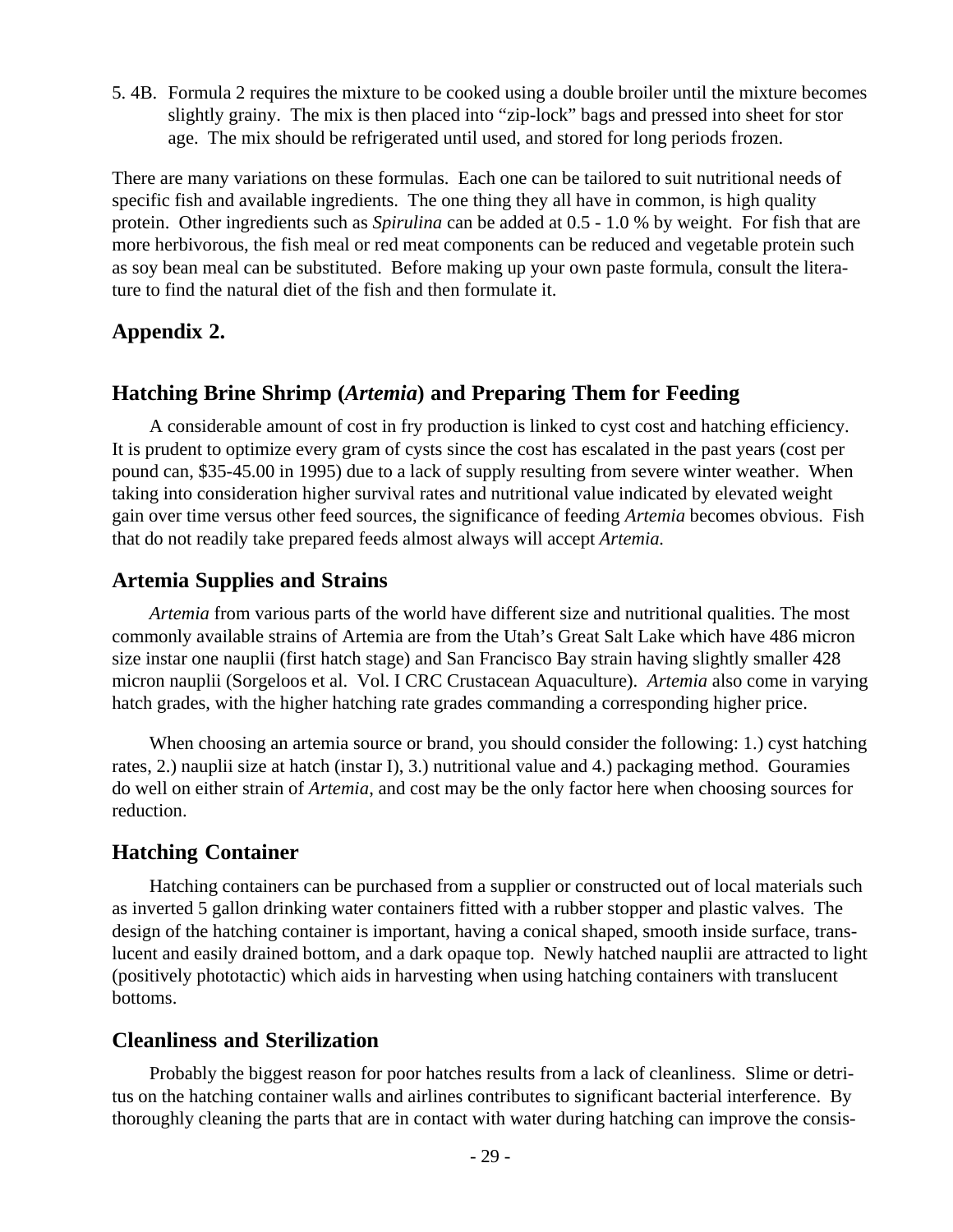5. 4B. Formula 2 requires the mixture to be cooked using a double broiler until the mixture becomes slightly grainy. The mix is then placed into "zip-lock" bags and pressed into sheet for stor age. The mix should be refrigerated until used, and stored for long periods frozen.

There are many variations on these formulas. Each one can be tailored to suit nutritional needs of specific fish and available ingredients. The one thing they all have in common, is high quality protein. Other ingredients such as *Spirulina* can be added at 0.5 - 1.0 % by weight. For fish that are more herbivorous, the fish meal or red meat components can be reduced and vegetable protein such as soy bean meal can be substituted. Before making up your own paste formula, consult the literature to find the natural diet of the fish and then formulate it.

## Appendix 2.

## Hatching Brine Shrimp (*Artemia*) and Preparing Them for Feeding

A considerable amount of cost in fry production is linked to cyst cost and hatching efficiency. It is prudent to optimize every gram of cysts since the cost has escalated in the past years (cost per pound can, $35-45.00 in 1995) due to a lack of supply resulting from severe winter weather. When taking into consideration higher survival rates and nutritional value indicated by elevated weight gain over time versus other feed sources, the significance of feeding *Artemia* becomes obvious. Fish that do not readily take prepared feeds almost always will accept *Artemia.*

### Artemia Supplies and Strains

*Artemia* from various parts of the world have different size and nutritional qualities. The most commonly available strains of Artemia are from the Utah's Great Salt Lake which have 486 micron size instar one nauplii (first hatch stage) and San Francisco Bay strain having slightly smaller 428 micron nauplii (Sorgeloos et al. Vol. I CRC Crustacean Aquaculture). *Artemia* also come in varying hatch grades, with the higher hatching rate grades commanding a corresponding higher price.

When choosing an artemia source or brand, you should consider the following: 1.) cyst hatching rates, 2.) nauplii size at hatch (instar I), 3.) nutritional value and 4.) packaging method. Gouramies do well on either strain of *Artemia*, and cost may be the only factor here when choosing sources for reduction.

### Hatching Container

Hatching containers can be purchased from a supplier or constructed out of local materials such as inverted 5 gallon drinking water containers fitted with a rubber stopper and plastic valves. The design of the hatching container is important, having a conical shaped, smooth inside surface, translucent and easily drained bottom, and a dark opaque top. Newly hatched nauplii are attracted to light (positively phototactic) which aids in harvesting when using hatching containers with translucent bottoms.

### Cleanliness and Sterilization

Probably the biggest reason for poor hatches results from a lack of cleanliness. Slime or detritus on the hatching container walls and airlines contributes to significant bacterial interference. By thoroughly cleaning the parts that are in contact with water during hatching can improve the consis-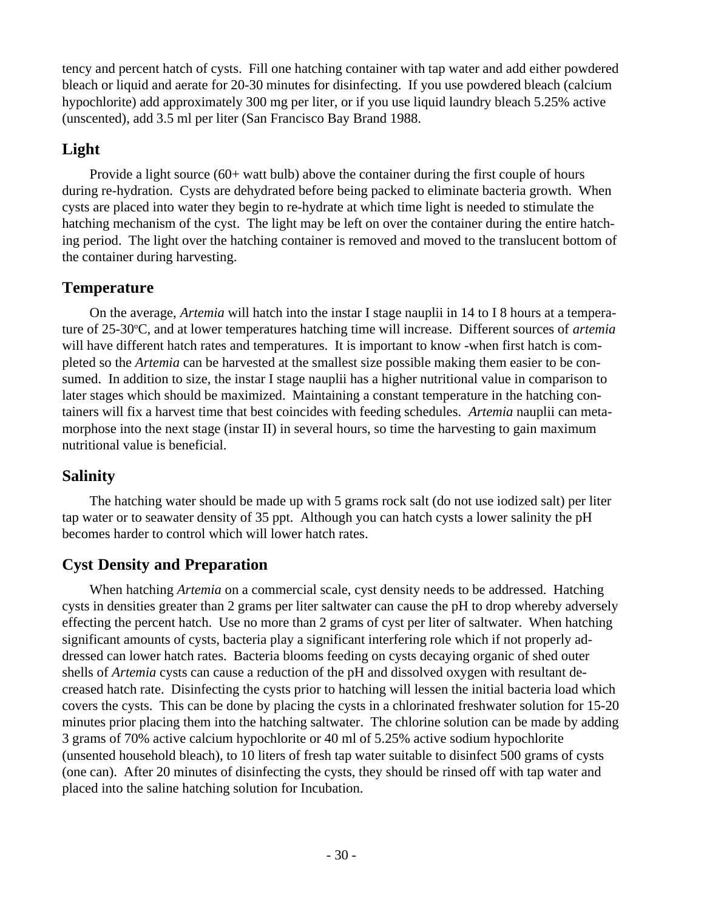tency and percent hatch of cysts. Fill one hatching container with tap water and add either powdered bleach or liquid and aerate for 20-30 minutes for disinfecting. If you use powdered bleach (calcium hypochlorite) add approximately 300 mg per liter, or if you use liquid laundry bleach 5.25% active (unscented), add 3.5 ml per liter (San Francisco Bay Brand 1988.

## Light

Provide a light source (60+ watt bulb) above the container during the first couple of hours during re-hydration. Cysts are dehydrated before being packed to eliminate bacteria growth. When cysts are placed into water they begin to re-hydrate at which time light is needed to stimulate the hatching mechanism of the cyst. The light may be left on over the container during the entire hatching period. The light over the hatching container is removed and moved to the translucent bottom of the container during harvesting.

## Temperature

On the average, *Artemia* will hatch into the instar I stage nauplii in 14 to I 8 hours at a temperature of 25-30$^{o}$C, and at lower temperatures hatching time will increase. Different sources of *artemia* will have different hatch rates and temperatures. It is important to know -when first hatch is completed so the *Artemia* can be harvested at the smallest size possible making them easier to be consumed. In addition to size, the instar I stage nauplii has a higher nutritional value in comparison to later stages which should be maximized. Maintaining a constant temperature in the hatching containers will fix a harvest time that best coincides with feeding schedules. *Artemia* nauplii can metamorphose into the next stage (instar II) in several hours, so time the harvesting to gain maximum nutritional value is beneficial.

## Salinity

The hatching water should be made up with 5 grams rock salt (do not use iodized salt) per liter tap water or to seawater density of 35 ppt. Although you can hatch cysts a lower salinity the pH becomes harder to control which will lower hatch rates.

## Cyst Density and Preparation

When hatching *Artemia* on a commercial scale, cyst density needs to be addressed. Hatching cysts in densities greater than 2 grams per liter saltwater can cause the pH to drop whereby adversely effecting the percent hatch. Use no more than 2 grams of cyst per liter of saltwater. When hatching significant amounts of cysts, bacteria play a significant interfering role which if not properly addressed can lower hatch rates. Bacteria blooms feeding on cysts decaying organic of shed outer shells of *Artemia* cysts can cause a reduction of the pH and dissolved oxygen with resultant decreased hatch rate. Disinfecting the cysts prior to hatching will lessen the initial bacteria load which covers the cysts. This can be done by placing the cysts in a chlorinated freshwater solution for 15-20 minutes prior placing them into the hatching saltwater. The chlorine solution can be made by adding 3 grams of 70% active calcium hypochlorite or 40 ml of 5.25% active sodium hypochlorite (unsented household bleach), to 10 liters of fresh tap water suitable to disinfect 500 grams of cysts (one can). After 20 minutes of disinfecting the cysts, they should be rinsed off with tap water and placed into the saline hatching solution for Incubation.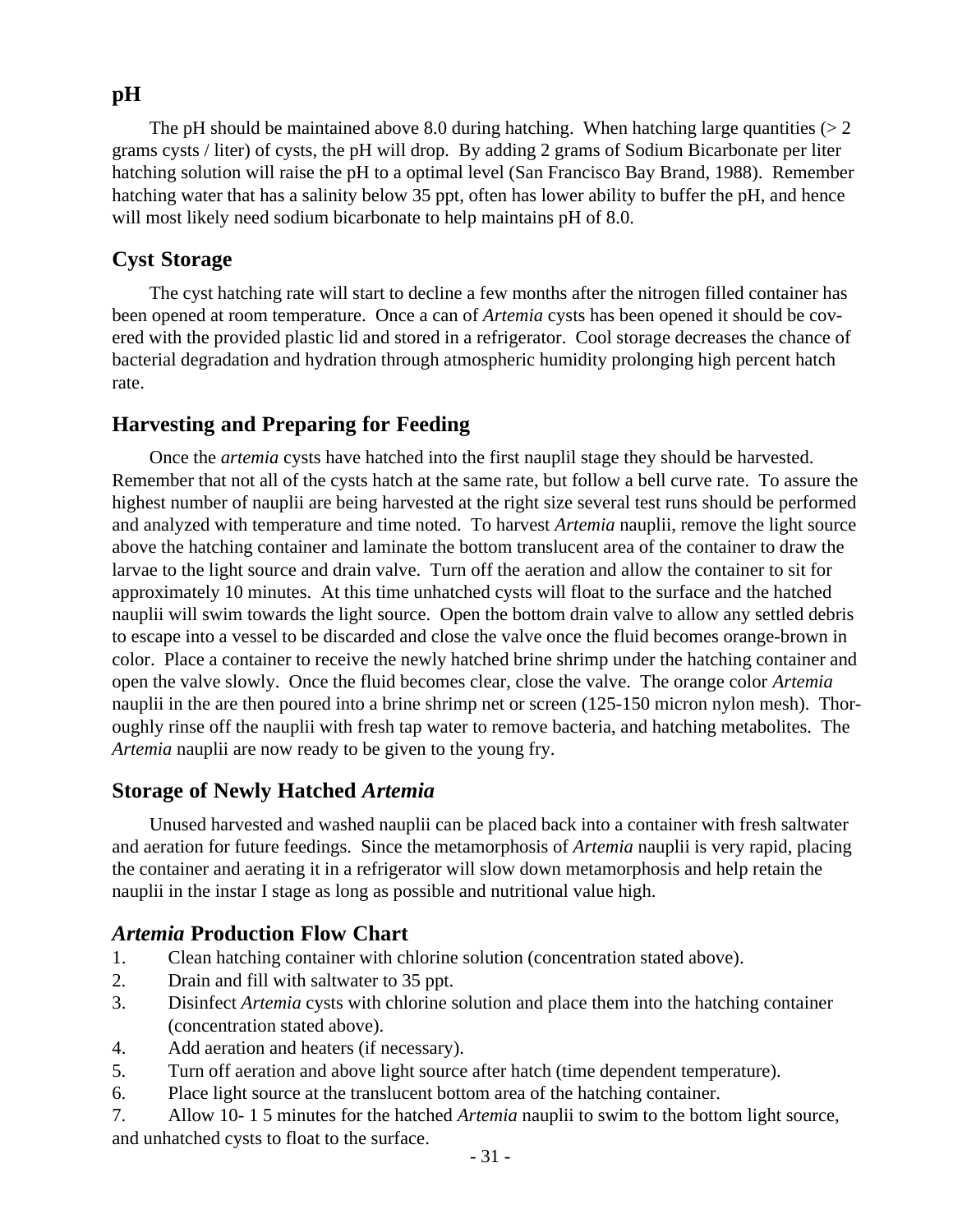## pH

The pH should be maintained above 8.0 during hatching. When hatching large quantities (> 2 grams cysts / liter) of cysts, the pH will drop. By adding 2 grams of Sodium Bicarbonate per liter hatching solution will raise the pH to a optimal level (San Francisco Bay Brand, 1988). Remember hatching water that has a salinity below 35 ppt, often has lower ability to buffer the pH, and hence will most likely need sodium bicarbonate to help maintains pH of 8.0.

## Cyst Storage

The cyst hatching rate will start to decline a few months after the nitrogen filled container has been opened at room temperature. Once a can of *Artemia* cysts has been opened it should be covered with the provided plastic lid and stored in a refrigerator. Cool storage decreases the chance of bacterial degradation and hydration through atmospheric humidity prolonging high percent hatch rate.

## Harvesting and Preparing for Feeding

Once the *artemia* cysts have hatched into the first nauplil stage they should be harvested. Remember that not all of the cysts hatch at the same rate, but follow a bell curve rate. To assure the highest number of nauplii are being harvested at the right size several test runs should be performed and analyzed with temperature and time noted. To harvest *Artemia* nauplii, remove the light source above the hatching container and laminate the bottom translucent area of the container to draw the larvae to the light source and drain valve. Turn off the aeration and allow the container to sit for approximately 10 minutes. At this time unhatched cysts will float to the surface and the hatched nauplii will swim towards the light source. Open the bottom drain valve to allow any settled debris to escape into a vessel to be discarded and close the valve once the fluid becomes orange-brown in color. Place a container to receive the newly hatched brine shrimp under the hatching container and open the valve slowly. Once the fluid becomes clear, close the valve. The orange color *Artemia* nauplii in the are then poured into a brine shrimp net or screen (125-150 micron nylon mesh). Thoroughly rinse off the nauplii with fresh tap water to remove bacteria, and hatching metabolites. The *Artemia* nauplii are now ready to be given to the young fry.

## Storage of Newly Hatched *Artemia*

Unused harvested and washed nauplii can be placed back into a container with fresh saltwater and aeration for future feedings. Since the metamorphosis of *Artemia* nauplii is very rapid, placing the container and aerating it in a refrigerator will slow down metamorphosis and help retain the nauplii in the instar I stage as long as possible and nutritional value high.

## *Artemia* Production Flow Chart

1. Clean hatching container with chlorine solution (concentration stated above).
2. Drain and fill with saltwater to 35 ppt.
3. Disinfect *Artemia* cysts with chlorine solution and place them into the hatching container (concentration stated above).
4. Add aeration and heaters (if necessary).
5. Turn off aeration and above light source after hatch (time dependent temperature).
6. Place light source at the translucent bottom area of the hatching container.
7. Allow 10- 1 5 minutes for the hatched *Artemia* nauplii to swim to the bottom light source, and unhatched cysts to float to the surface.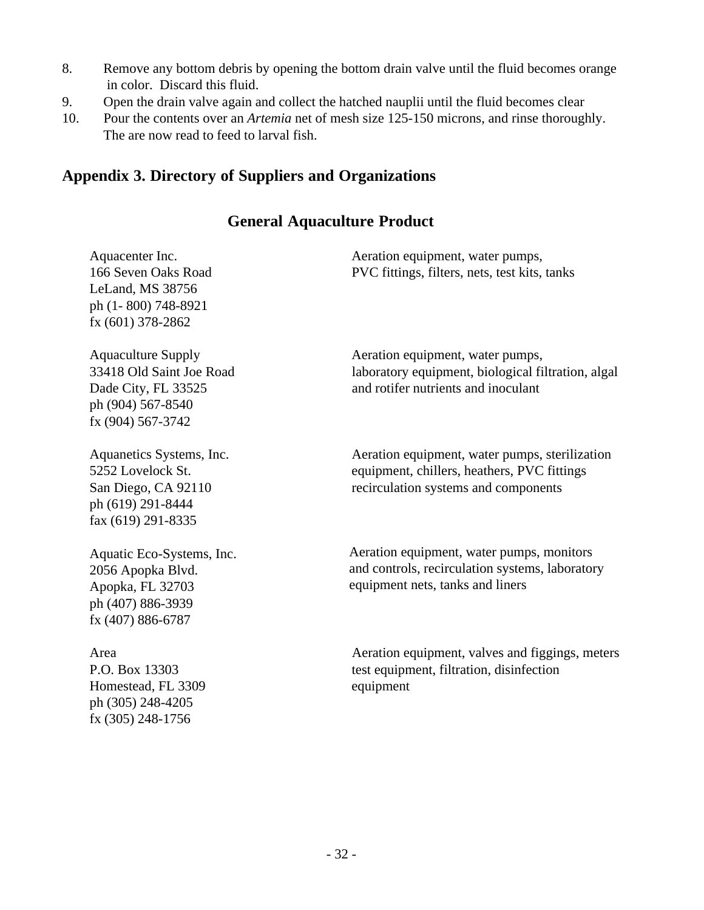8. Remove any bottom debris by opening the bottom drain valve until the fluid becomes orange in color. Discard this fluid.
9. Open the drain valve again and collect the hatched nauplii until the fluid becomes clear
10. Pour the contents over an *Artemia* net of mesh size 125-150 microns, and rinse thoroughly. The are now read to feed to larval fish.

## Appendix 3. Directory of Suppliers and Organizations

### General Aquaculture Product

| Supplier | Products |
|---|---|
| Aquacenter Inc.<br>166 Seven Oaks Road<br>LeLand, MS 38756<br>ph (1- 800) 748-8921<br>fx (601) 378-2862 | Aeration equipment, water pumps, PVC fittings, filters, nets, test kits, tanks |
| Aquaculture Supply<br>33418 Old Saint Joe Road<br>Dade City, FL 33525<br>ph (904) 567-8540<br>fx (904) 567-3742 | Aeration equipment, water pumps, laboratory equipment, biological filtration, algal and rotifer nutrients and inoculant |
| Aquanetics Systems, Inc.<br>5252 Lovelock St.<br>San Diego, CA 92110<br>ph (619) 291-8444<br>fax (619) 291-8335 | Aeration equipment, water pumps, sterilization equipment, chillers, heathers, PVC fittings recirculation systems and components |
| Aquatic Eco-Systems, Inc.<br>2056 Apopka Blvd.<br>Apopka, FL 32703<br>ph (407) 886-3939<br>fx (407) 886-6787 | Aeration equipment, water pumps, monitors and controls, recirculation systems, laboratory equipment nets, tanks and liners |
| Area<br>P.O. Box 13303<br>Homestead, FL 3309<br>ph (305) 248-4205<br>fx (305) 248-1756 | Aeration equipment, valves and figgings, meters test equipment, filtration, disinfection equipment |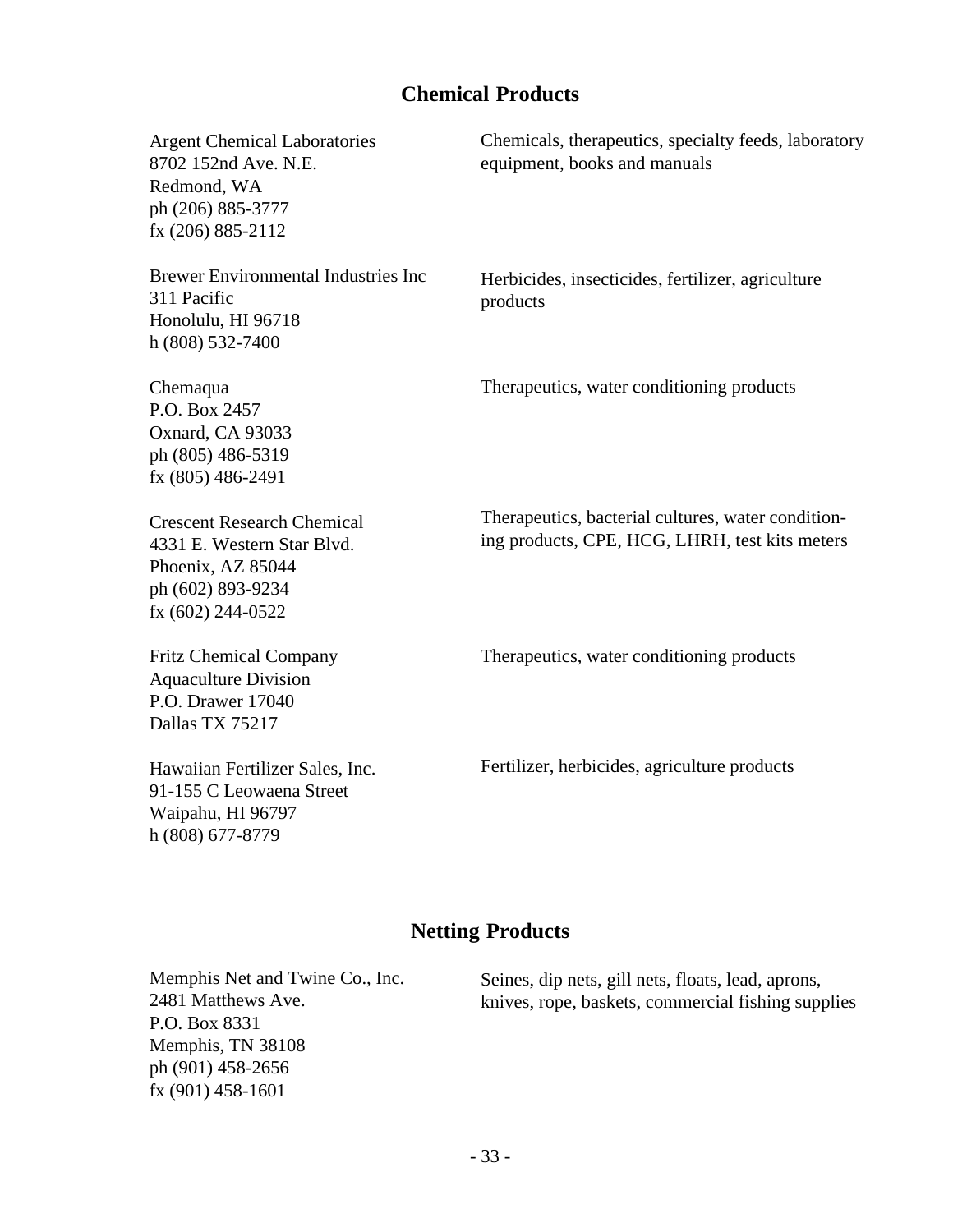## Chemical Products

| | |
|---|---|
| Argent Chemical Laboratories<br>8702 152nd Ave. N.E.<br>Redmond, WA<br>ph (206) 885-3777<br>fx (206) 885-2112 | Chemicals, therapeutics, specialty feeds, laboratory equipment, books and manuals |
| Brewer Environmental Industries Inc<br>311 Pacific<br>Honolulu, HI 96718<br>h (808) 532-7400 | Herbicides, insecticides, fertilizer, agriculture products |
| Chemaqua<br>P.O. Box 2457<br>Oxnard, CA 93033<br>ph (805) 486-5319<br>fx (805) 486-2491 | Therapeutics, water conditioning products |
| Crescent Research Chemical<br>4331 E. Western Star Blvd.<br>Phoenix, AZ 85044<br>ph (602) 893-9234<br>fx (602) 244-0522 | Therapeutics, bacterial cultures, water conditioning products, CPE, HCG, LHRH, test kits meters |
| Fritz Chemical Company<br>Aquaculture Division<br>P.O. Drawer 17040<br>Dallas TX 75217 | Therapeutics, water conditioning products |
| Hawaiian Fertilizer Sales, Inc.<br>91-155 C Leowaena Street<br>Waipahu, HI 96797<br>h (808) 677-8779 | Fertilizer, herbicides, agriculture products |

## Netting Products

| | |
|---|---|
| Memphis Net and Twine Co., Inc.<br>2481 Matthews Ave.<br>P.O. Box 8331<br>Memphis, TN 38108<br>ph (901) 458-2656<br>fx (901) 458-1601 | Seines, dip nets, gill nets, floats, lead, aprons, knives, rope, baskets, commercial fishing supplies |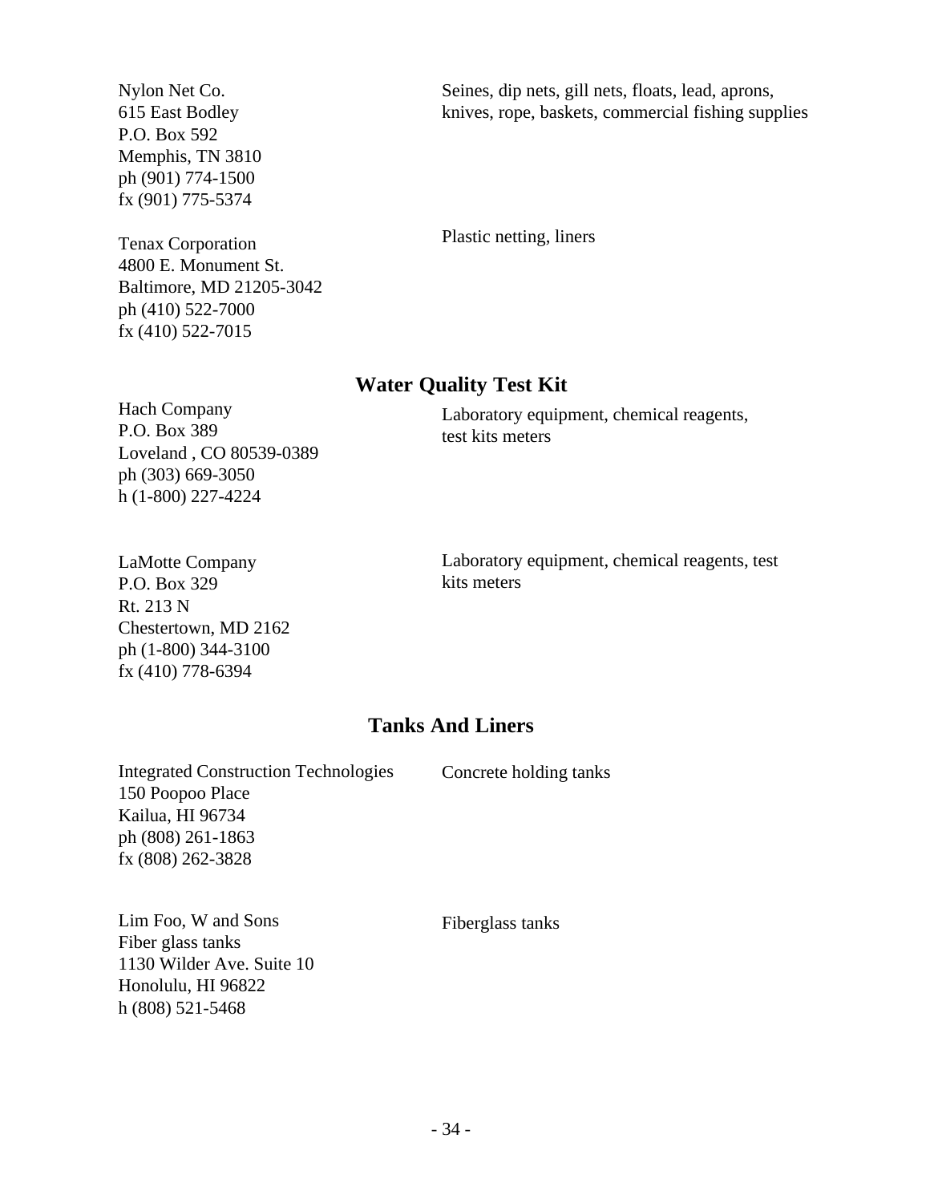Nylon Net Co.
615 East Bodley
P.O. Box 592
Memphis, TN 3810
ph (901) 774-1500
fx (901) 775-5374

Seines, dip nets, gill nets, floats, lead, aprons, knives, rope, baskets, commercial fishing supplies

Tenax Corporation
4800 E. Monument St.
Baltimore, MD 21205-3042
ph (410) 522-7000
fx (410) 522-7015

Plastic netting, liners

## Water Quality Test Kit

Hach Company
P.O. Box 389
Loveland , CO 80539-0389
ph (303) 669-3050
h (1-800) 227-4224

Laboratory equipment, chemical reagents, test kits meters

LaMotte Company
P.O. Box 329
Rt. 213 N
Chestertown, MD 2162
ph (1-800) 344-3100
fx (410) 778-6394

Laboratory equipment, chemical reagents, test kits meters

## Tanks And Liners

Integrated Construction Technologies
150 Poopoo Place
Kailua, HI 96734
ph (808) 261-1863
fx (808) 262-3828

Concrete holding tanks

Lim Foo, W and Sons
Fiber glass tanks
1130 Wilder Ave. Suite 10
Honolulu, HI 96822
h (808) 521-5468

Fiberglass tanks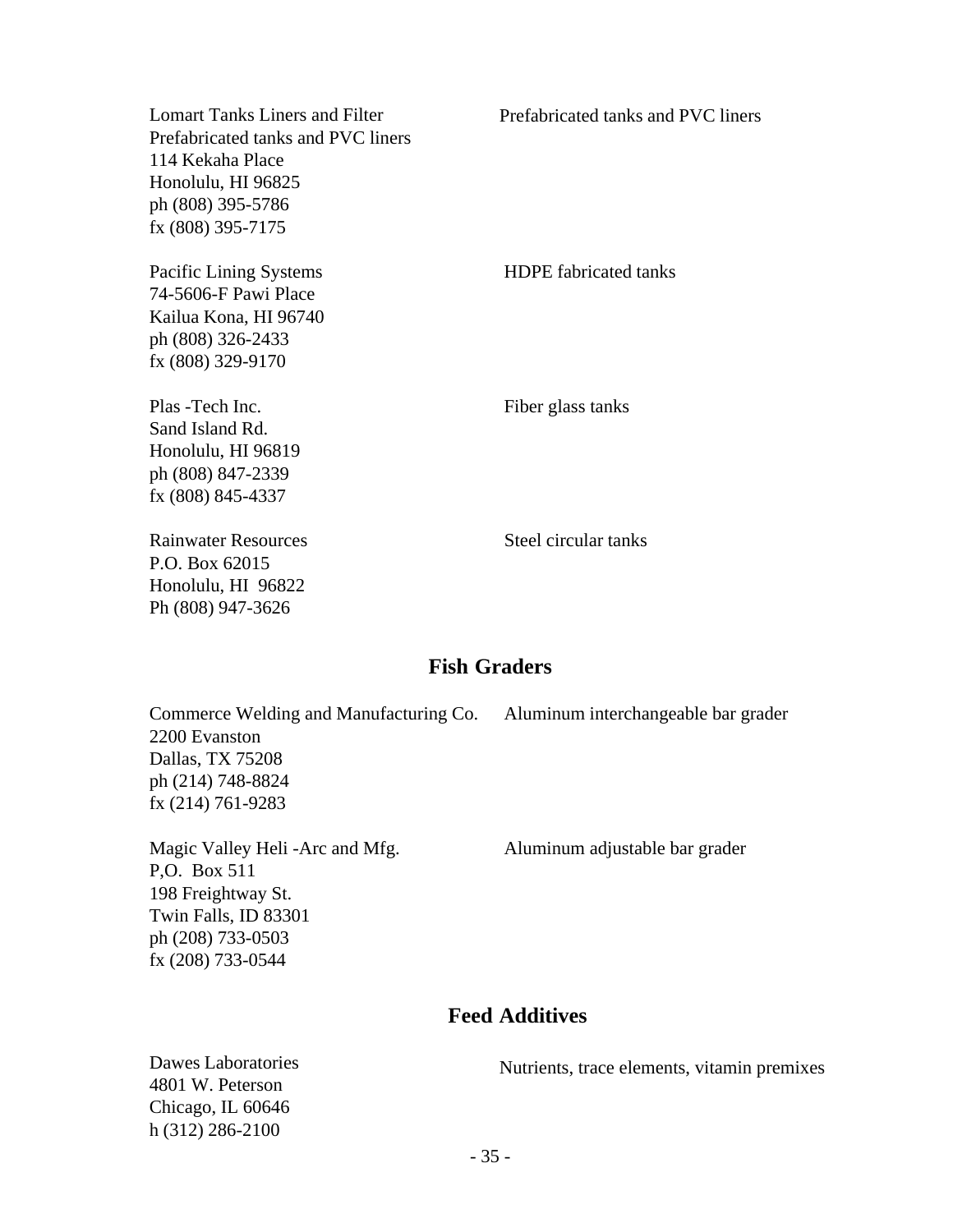Lomart Tanks Liners and Filter
Prefabricated tanks and PVC liners
114 Kekaha Place
Honolulu, HI 96825
ph (808) 395-5786
fx (808) 395-7175

Prefabricated tanks and PVC liners

Pacific Lining Systems
74-5606-F Pawi Place
Kailua Kona, HI 96740
ph (808) 326-2433
fx (808) 329-9170

HDPE fabricated tanks

Plas -Tech Inc.
Sand Island Rd.
Honolulu, HI 96819
ph (808) 847-2339
fx (808) 845-4337

Fiber glass tanks

Rainwater Resources
P.O. Box 62015
Honolulu, HI 96822
Ph (808) 947-3626

Steel circular tanks

## Fish Graders

Commerce Welding and Manufacturing Co.
2200 Evanston
Dallas, TX 75208
ph (214) 748-8824
fx (214) 761-9283

Aluminum interchangeable bar grader

Magic Valley Heli -Arc and Mfg.
P,O. Box 511
198 Freightway St.
Twin Falls, ID 83301
ph (208) 733-0503
fx (208) 733-0544

Aluminum adjustable bar grader

## Feed Additives

Dawes Laboratories
4801 W. Peterson
Chicago, IL 60646
h (312) 286-2100

Nutrients, trace elements, vitamin premixes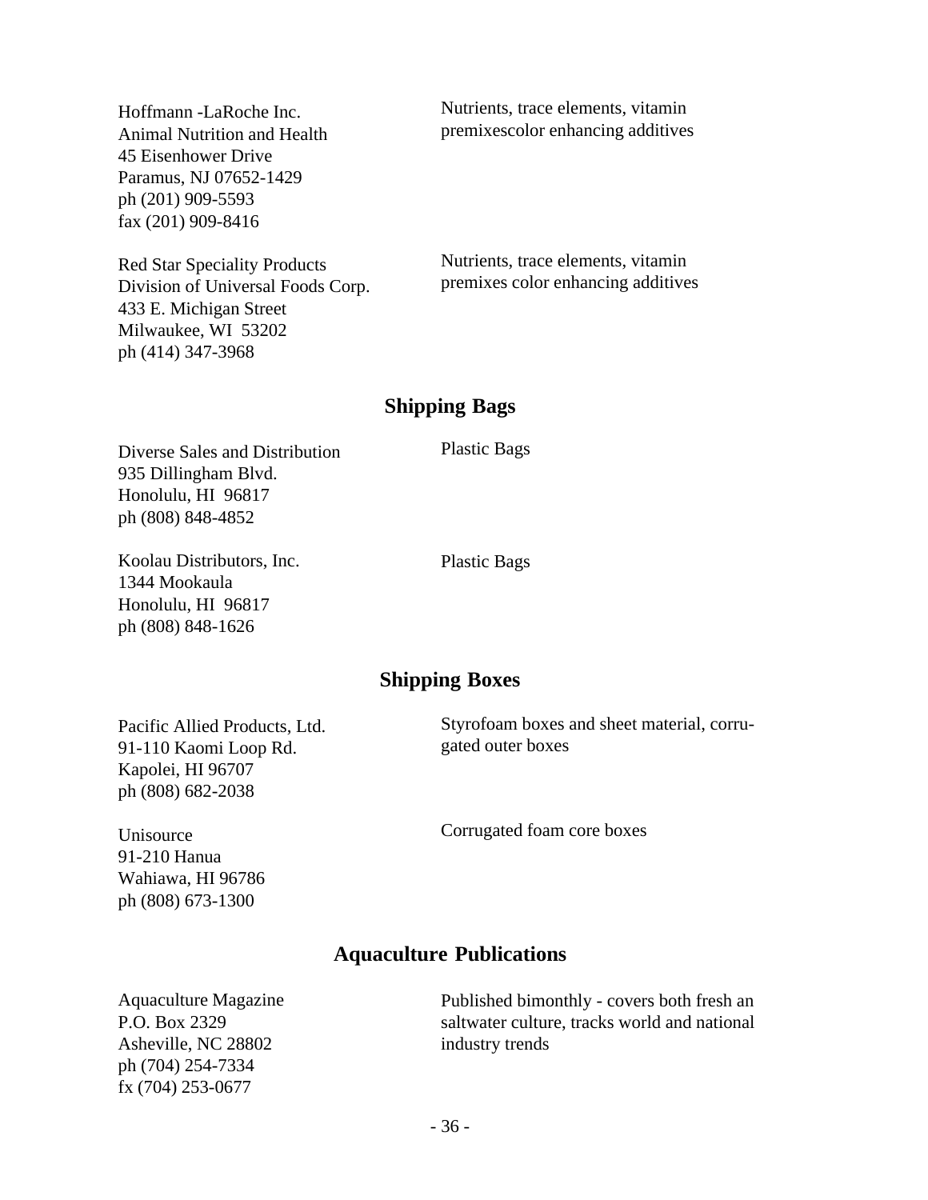Hoffmann -LaRoche Inc.
Animal Nutrition and Health
45 Eisenhower Drive
Paramus, NJ 07652-1429
ph (201) 909-5593
fax (201) 909-8416

Nutrients, trace elements, vitamin premixescolor enhancing additives

Red Star Speciality Products
Division of Universal Foods Corp.
433 E. Michigan Street
Milwaukee, WI 53202
ph (414) 347-3968

Nutrients, trace elements, vitamin premixes color enhancing additives

## Shipping Bags

Diverse Sales and Distribution
935 Dillingham Blvd.
Honolulu, HI 96817
ph (808) 848-4852

Plastic Bags

Koolau Distributors, Inc.
1344 Mookaula
Honolulu, HI 96817
ph (808) 848-1626

Plastic Bags

## Shipping Boxes

Pacific Allied Products, Ltd.
91-110 Kaomi Loop Rd.
Kapolei, HI 96707
ph (808) 682-2038

Styrofoam boxes and sheet material, corrugated outer boxes

Unisource
91-210 Hanua
Wahiawa, HI 96786
ph (808) 673-1300

Corrugated foam core boxes

## Aquaculture Publications

Aquaculture Magazine
P.O. Box 2329
Asheville, NC 28802
ph (704) 254-7334
fx (704) 253-0677

Published bimonthly - covers both fresh an saltwater culture, tracks world and national industry trends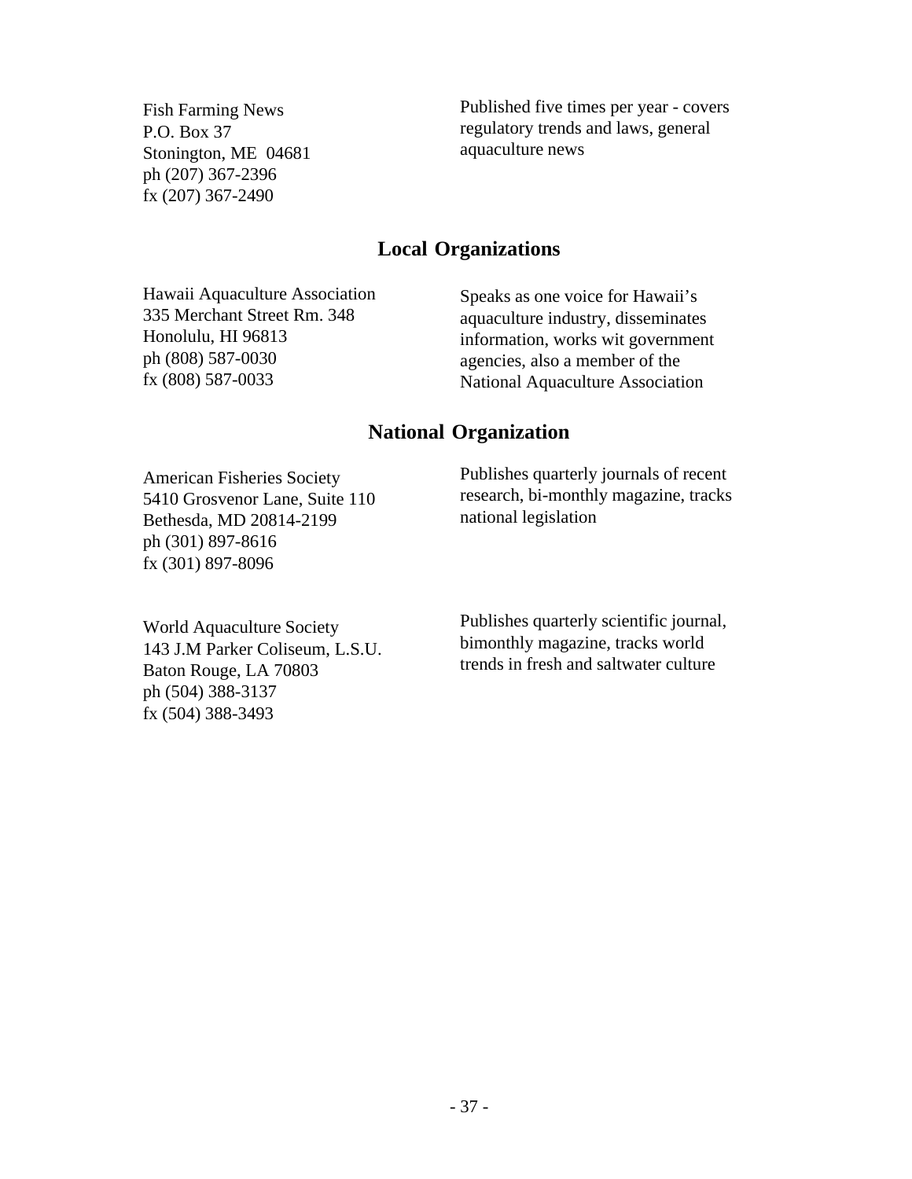Fish Farming News
P.O. Box 37
Stonington, ME 04681
ph (207) 367-2396
fx (207) 367-2490

Published five times per year - covers regulatory trends and laws, general aquaculture news

## Local Organizations

Hawaii Aquaculture Association
335 Merchant Street Rm. 348
Honolulu, HI 96813
ph (808) 587-0030
fx (808) 587-0033

Speaks as one voice for Hawaii's aquaculture industry, disseminates information, works wit government agencies, also a member of the National Aquaculture Association

## National Organization

American Fisheries Society
5410 Grosvenor Lane, Suite 110
Bethesda, MD 20814-2199
ph (301) 897-8616
fx (301) 897-8096

Publishes quarterly journals of recent research, bi-monthly magazine, tracks national legislation

World Aquaculture Society
143 J.M Parker Coliseum, L.S.U.
Baton Rouge, LA 70803
ph (504) 388-3137
fx (504) 388-3493

Publishes quarterly scientific journal, bimonthly magazine, tracks world trends in fresh and saltwater culture